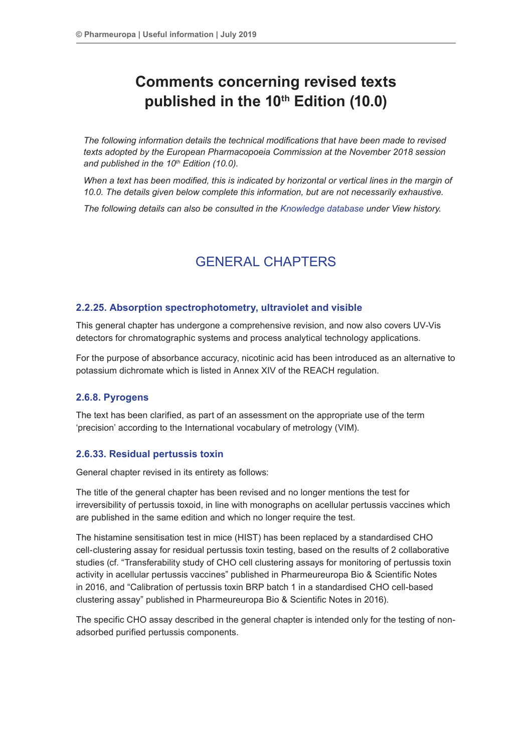# Comments concerning revised texts published in the 10th Edition (10.0)

*The following information details the technical modifications that have been made to revised texts adopted by the European Pharmacopoeia Commission at the November 2018 session and published in the 10th Edition (10.0).*

*When a text has been modified, this is indicated by horizontal or vertical lines in the margin of 10.0. The details given below complete this information, but are not necessarily exhaustive.*

*The following details can also be consulted in the Knowledge database under View history.*

## GENERAL CHAPTERS

### 2.2.25. Absorption spectrophotometry, ultraviolet and visible

This general chapter has undergone a comprehensive revision, and now also covers UV-Vis detectors for chromatographic systems and process analytical technology applications.

For the purpose of absorbance accuracy, nicotinic acid has been introduced as an alternative to potassium dichromate which is listed in Annex XIV of the REACH regulation.

### 2.6.8. Pyrogens

The text has been clarified, as part of an assessment on the appropriate use of the term 'precision' according to the International vocabulary of metrology (VIM).

### 2.6.33. Residual pertussis toxin

General chapter revised in its entirety as follows:

The title of the general chapter has been revised and no longer mentions the test for irreversibility of pertussis toxoid, in line with monographs on acellular pertussis vaccines which are published in the same edition and which no longer require the test.

The histamine sensitisation test in mice (HIST) has been replaced by a standardised CHO cell-clustering assay for residual pertussis toxin testing, based on the results of 2 collaborative studies (cf. "Transferability study of CHO cell clustering assays for monitoring of pertussis toxin activity in acellular pertussis vaccines" published in Pharmeuropa Bio & Scientific Notes in 2016, and "Calibration of pertussis toxin BRP batch 1 in a standardised CHO cell-based clustering assay" published in Pharmeuropa Bio & Scientific Notes in 2016).

The specific CHO assay described in the general chapter is intended only for the testing of non-adsorbed purified pertussis components.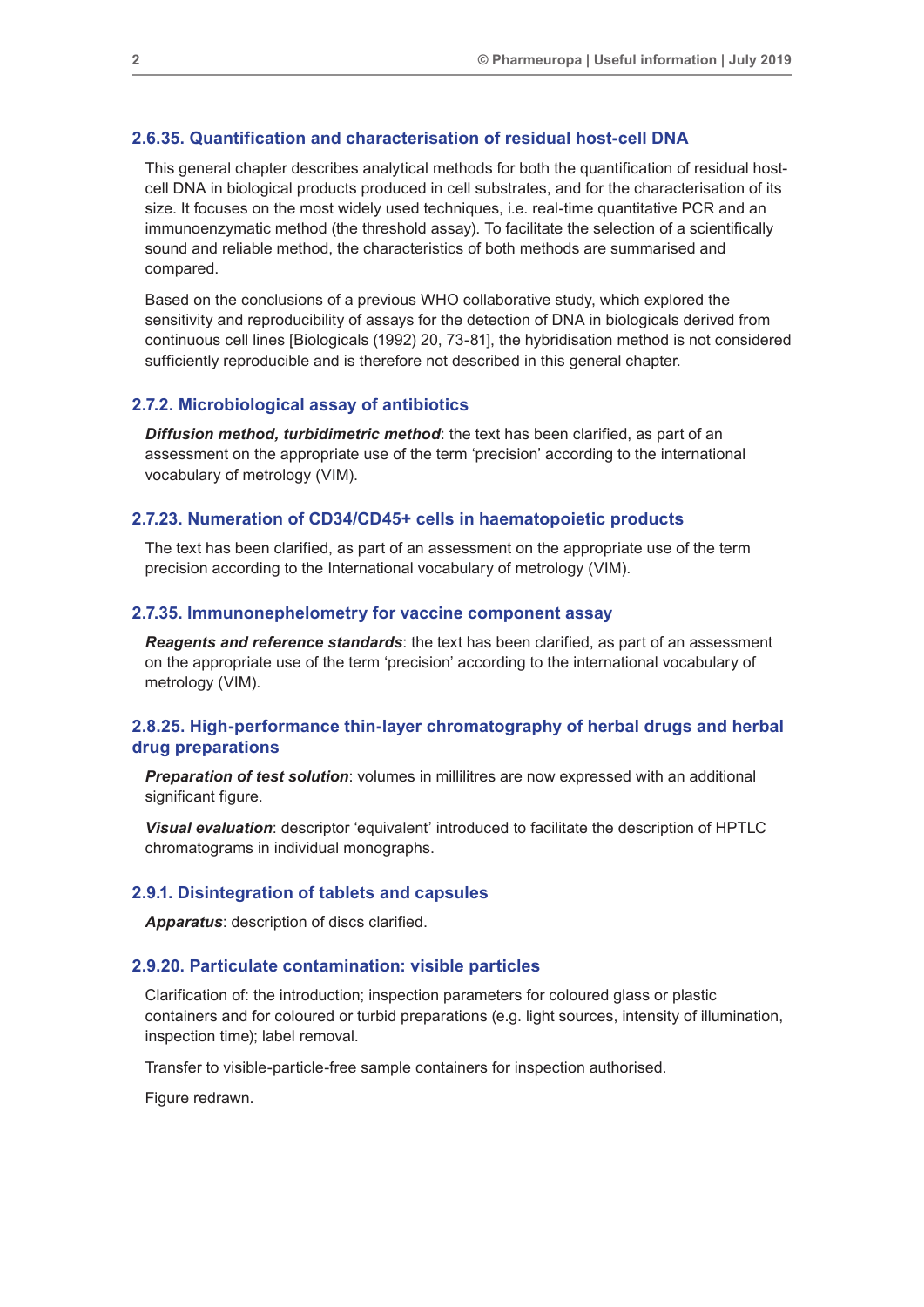### 2.6.35. Quantification and characterisation of residual host-cell DNA

This general chapter describes analytical methods for both the quantification of residual host-cell DNA in biological products produced in cell substrates, and for the characterisation of its size. It focuses on the most widely used techniques, i.e. real-time quantitative PCR and an immunoenzymatic method (the threshold assay). To facilitate the selection of a scientifically sound and reliable method, the characteristics of both methods are summarised and compared.

Based on the conclusions of a previous WHO collaborative study, which explored the sensitivity and reproducibility of assays for the detection of DNA in biologicals derived from continuous cell lines [Biologicals (1992) 20, 73-81], the hybridisation method is not considered sufficiently reproducible and is therefore not described in this general chapter.

### 2.7.2. Microbiological assay of antibiotics

***Diffusion method, turbidimetric method***: the text has been clarified, as part of an assessment on the appropriate use of the term 'precision' according to the international vocabulary of metrology (VIM).

### 2.7.23. Numeration of CD34/CD45+ cells in haematopoietic products

The text has been clarified, as part of an assessment on the appropriate use of the term precision according to the International vocabulary of metrology (VIM).

### 2.7.35. Immunonephelometry for vaccine component assay

***Reagents and reference standards***: the text has been clarified, as part of an assessment on the appropriate use of the term 'precision' according to the international vocabulary of metrology (VIM).

### 2.8.25. High-performance thin-layer chromatography of herbal drugs and herbal drug preparations

***Preparation of test solution***: volumes in millilitres are now expressed with an additional significant figure.

***Visual evaluation***: descriptor 'equivalent' introduced to facilitate the description of HPTLC chromatograms in individual monographs.

### 2.9.1. Disintegration of tablets and capsules

***Apparatus***: description of discs clarified.

### 2.9.20. Particulate contamination: visible particles

Clarification of: the introduction; inspection parameters for coloured glass or plastic containers and for coloured or turbid preparations (e.g. light sources, intensity of illumination, inspection time); label removal.

Transfer to visible-particle-free sample containers for inspection authorised.

Figure redrawn.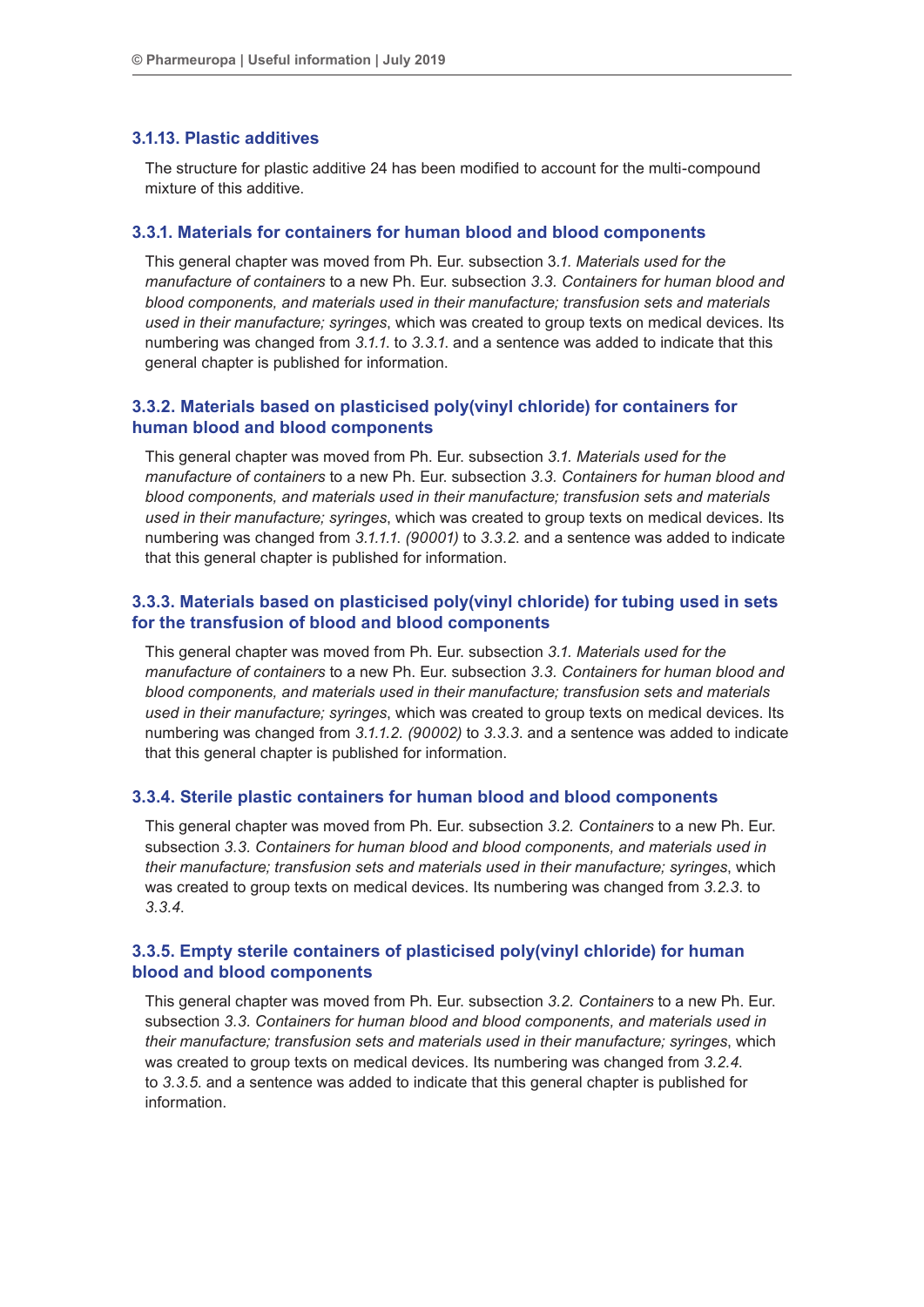### 3.1.13. Plastic additives

The structure for plastic additive 24 has been modified to account for the multi-compound mixture of this additive.

### 3.3.1. Materials for containers for human blood and blood components

This general chapter was moved from Ph. Eur. subsection 3.*1. Materials used for the manufacture of containers* to a new Ph. Eur. subsection *3.3. Containers for human blood and blood components, and materials used in their manufacture; transfusion sets and materials used in their manufacture; syringes*, which was created to group texts on medical devices. Its numbering was changed from *3.1.1.* to *3.3.1.* and a sentence was added to indicate that this general chapter is published for information.

### 3.3.2. Materials based on plasticised poly(vinyl chloride) for containers for human blood and blood components

This general chapter was moved from Ph. Eur. subsection *3.1. Materials used for the manufacture of containers* to a new Ph. Eur. subsection *3.3. Containers for human blood and blood components, and materials used in their manufacture; transfusion sets and materials used in their manufacture; syringes*, which was created to group texts on medical devices. Its numbering was changed from *3.1.1.1. (90001)* to *3.3.2.* and a sentence was added to indicate that this general chapter is published for information.

### 3.3.3. Materials based on plasticised poly(vinyl chloride) for tubing used in sets for the transfusion of blood and blood components

This general chapter was moved from Ph. Eur. subsection *3.1. Materials used for the manufacture of containers* to a new Ph. Eur. subsection *3.3. Containers for human blood and blood components, and materials used in their manufacture; transfusion sets and materials used in their manufacture; syringes*, which was created to group texts on medical devices. Its numbering was changed from *3.1.1.2. (90002)* to *3.3.3.* and a sentence was added to indicate that this general chapter is published for information.

### 3.3.4. Sterile plastic containers for human blood and blood components

This general chapter was moved from Ph. Eur. subsection *3.2. Containers* to a new Ph. Eur. subsection *3.3. Containers for human blood and blood components, and materials used in their manufacture; transfusion sets and materials used in their manufacture; syringes*, which was created to group texts on medical devices. Its numbering was changed from *3.2.3.* to *3.3.4.*

### 3.3.5. Empty sterile containers of plasticised poly(vinyl chloride) for human blood and blood components

This general chapter was moved from Ph. Eur. subsection *3.2. Containers* to a new Ph. Eur. subsection *3.3. Containers for human blood and blood components, and materials used in their manufacture; transfusion sets and materials used in their manufacture; syringes*, which was created to group texts on medical devices. Its numbering was changed from *3.2.4.* to *3.3.5.* and a sentence was added to indicate that this general chapter is published for information.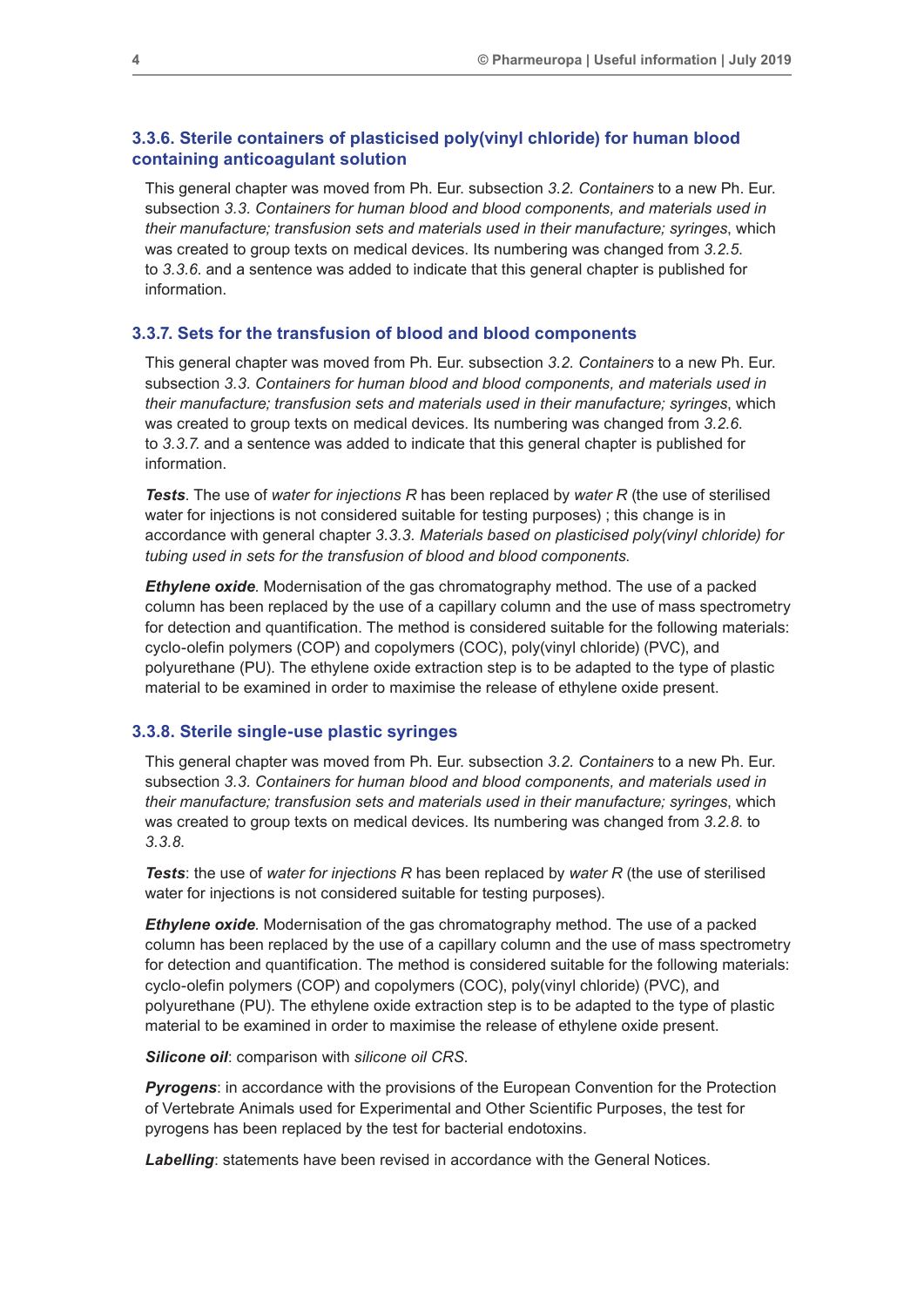### 3.3.6. Sterile containers of plasticised poly(vinyl chloride) for human blood containing anticoagulant solution

This general chapter was moved from Ph. Eur. subsection *3.2. Containers* to a new Ph. Eur. subsection *3.3. Containers for human blood and blood components, and materials used in their manufacture; transfusion sets and materials used in their manufacture; syringes*, which was created to group texts on medical devices. Its numbering was changed from *3.2.5.* to *3.3.6.* and a sentence was added to indicate that this general chapter is published for information.

### 3.3.7. Sets for the transfusion of blood and blood components

This general chapter was moved from Ph. Eur. subsection *3.2. Containers* to a new Ph. Eur. subsection *3.3. Containers for human blood and blood components, and materials used in their manufacture; transfusion sets and materials used in their manufacture; syringes*, which was created to group texts on medical devices. Its numbering was changed from *3.2.6.* to *3.3.7.* and a sentence was added to indicate that this general chapter is published for information.

***Tests***. The use of *water for injections R* has been replaced by *water R* (the use of sterilised water for injections is not considered suitable for testing purposes) ; this change is in accordance with general chapter *3.3.3. Materials based on plasticised poly(vinyl chloride) for tubing used in sets for the transfusion of blood and blood components*.

***Ethylene oxide***. Modernisation of the gas chromatography method. The use of a packed column has been replaced by the use of a capillary column and the use of mass spectrometry for detection and quantification. The method is considered suitable for the following materials: cyclo-olefin polymers (COP) and copolymers (COC), poly(vinyl chloride) (PVC), and polyurethane (PU). The ethylene oxide extraction step is to be adapted to the type of plastic material to be examined in order to maximise the release of ethylene oxide present.

### 3.3.8. Sterile single-use plastic syringes

This general chapter was moved from Ph. Eur. subsection *3.2. Containers* to a new Ph. Eur. subsection *3.3. Containers for human blood and blood components, and materials used in their manufacture; transfusion sets and materials used in their manufacture; syringes*, which was created to group texts on medical devices. Its numbering was changed from *3.2.8.* to *3.3.8.*

***Tests***: the use of *water for injections R* has been replaced by *water R* (the use of sterilised water for injections is not considered suitable for testing purposes).

***Ethylene oxide***. Modernisation of the gas chromatography method. The use of a packed column has been replaced by the use of a capillary column and the use of mass spectrometry for detection and quantification. The method is considered suitable for the following materials: cyclo-olefin polymers (COP) and copolymers (COC), poly(vinyl chloride) (PVC), and polyurethane (PU). The ethylene oxide extraction step is to be adapted to the type of plastic material to be examined in order to maximise the release of ethylene oxide present.

***Silicone oil***: comparison with *silicone oil CRS*.

***Pyrogens***: in accordance with the provisions of the European Convention for the Protection of Vertebrate Animals used for Experimental and Other Scientific Purposes, the test for pyrogens has been replaced by the test for bacterial endotoxins.

***Labelling***: statements have been revised in accordance with the General Notices.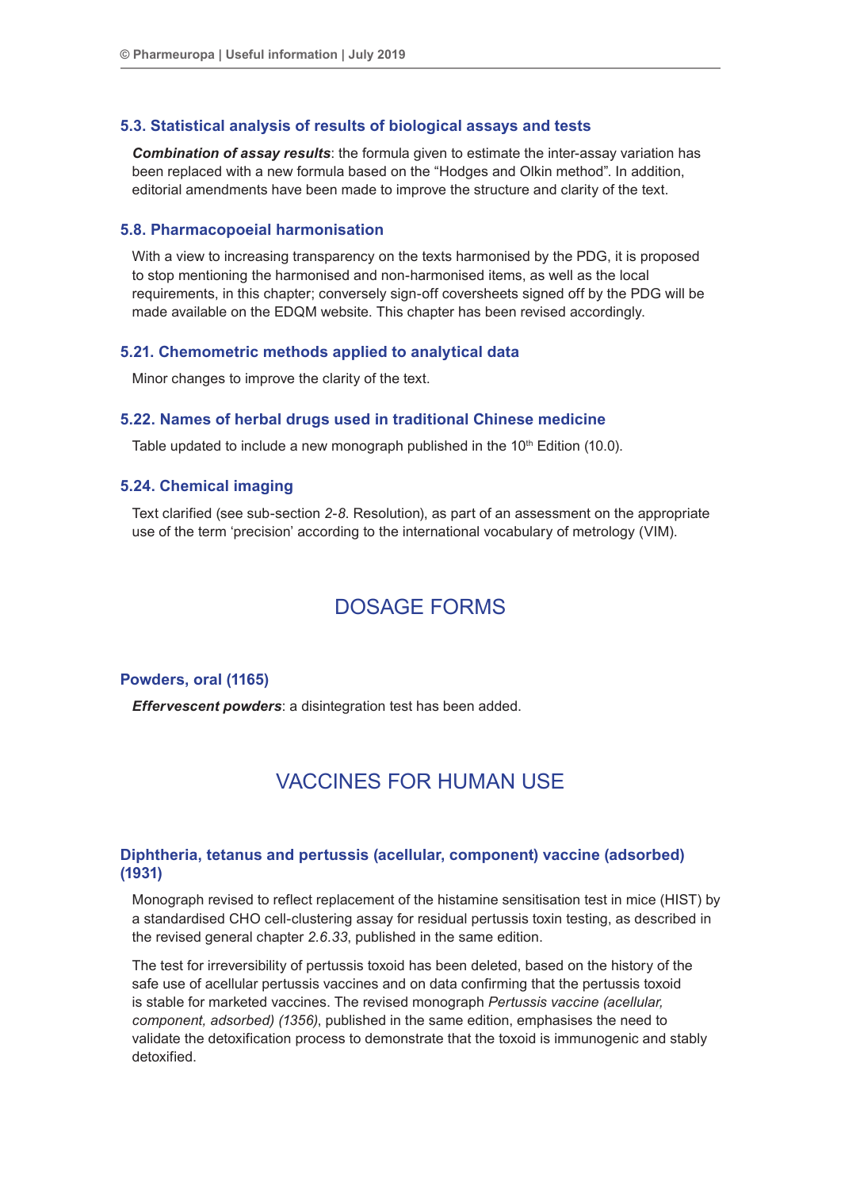### 5.3. Statistical analysis of results of biological assays and tests

***Combination of assay results***: the formula given to estimate the inter-assay variation has been replaced with a new formula based on the "Hodges and Olkin method". In addition, editorial amendments have been made to improve the structure and clarity of the text.

### 5.8. Pharmacopoeial harmonisation

With a view to increasing transparency on the texts harmonised by the PDG, it is proposed to stop mentioning the harmonised and non-harmonised items, as well as the local requirements, in this chapter; conversely sign-off coversheets signed off by the PDG will be made available on the EDQM website. This chapter has been revised accordingly.

### 5.21. Chemometric methods applied to analytical data

Minor changes to improve the clarity of the text.

### 5.22. Names of herbal drugs used in traditional Chinese medicine

Table updated to include a new monograph published in the 10th Edition (10.0).

### 5.24. Chemical imaging

Text clarified (see sub-section *2-8.* Resolution), as part of an assessment on the appropriate use of the term 'precision' according to the international vocabulary of metrology (VIM).

## DOSAGE FORMS

### Powders, oral (1165)

***Effervescent powders***: a disintegration test has been added.

## VACCINES FOR HUMAN USE

### Diphtheria, tetanus and pertussis (acellular, component) vaccine (adsorbed) (1931)

Monograph revised to reflect replacement of the histamine sensitisation test in mice (HIST) by a standardised CHO cell-clustering assay for residual pertussis toxin testing, as described in the revised general chapter *2.6.33*, published in the same edition.

The test for irreversibility of pertussis toxoid has been deleted, based on the history of the safe use of acellular pertussis vaccines and on data confirming that the pertussis toxoid is stable for marketed vaccines. The revised monograph *Pertussis vaccine (acellular, component, adsorbed) (1356)*, published in the same edition, emphasises the need to validate the detoxification process to demonstrate that the toxoid is immunogenic and stably detoxified.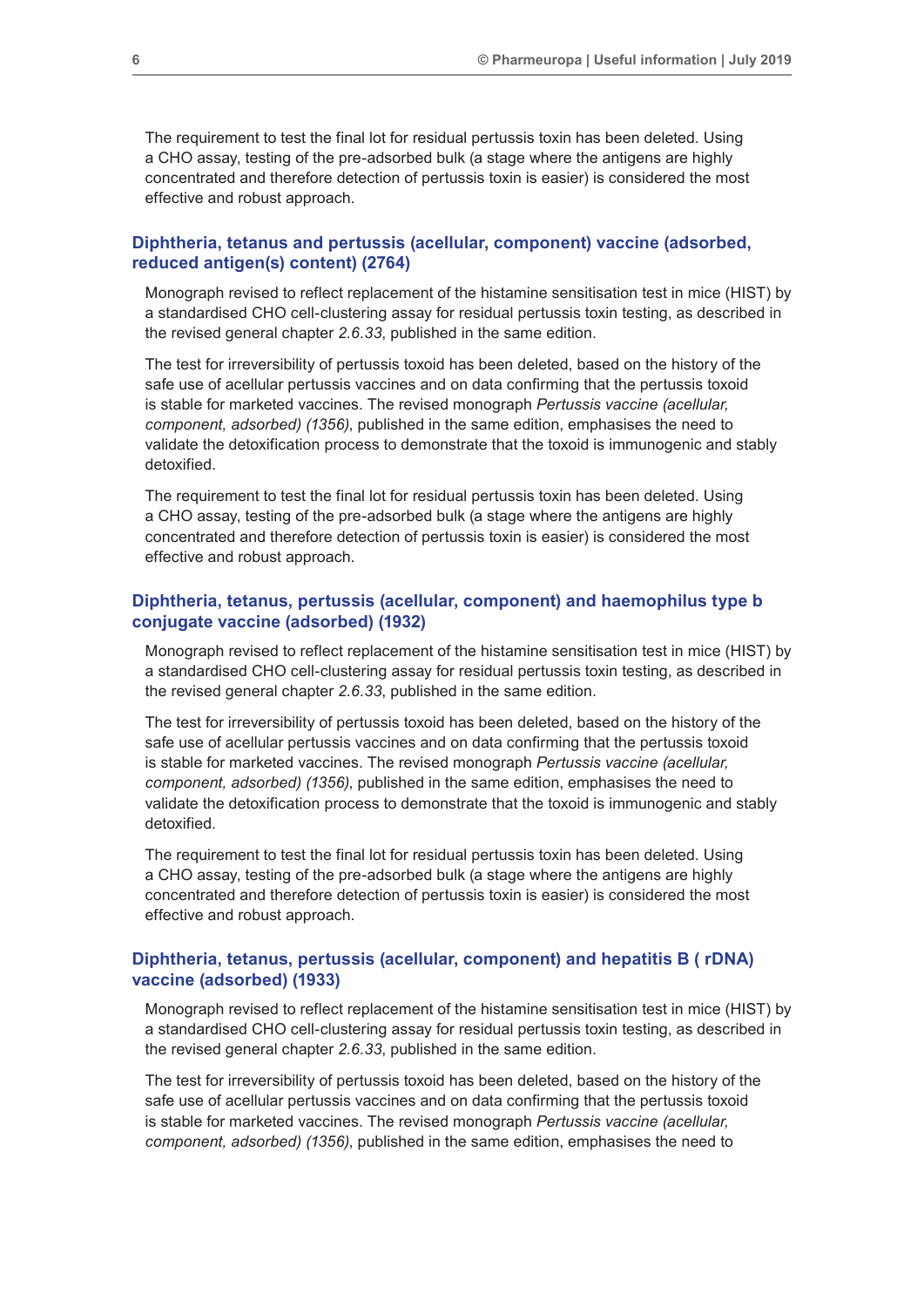The requirement to test the final lot for residual pertussis toxin has been deleted. Using a CHO assay, testing of the pre-adsorbed bulk (a stage where the antigens are highly concentrated and therefore detection of pertussis toxin is easier) is considered the most effective and robust approach.

### Diphtheria, tetanus and pertussis (acellular, component) vaccine (adsorbed, reduced antigen(s) content) (2764)

Monograph revised to reflect replacement of the histamine sensitisation test in mice (HIST) by a standardised CHO cell-clustering assay for residual pertussis toxin testing, as described in the revised general chapter *2.6.33*, published in the same edition.

The test for irreversibility of pertussis toxoid has been deleted, based on the history of the safe use of acellular pertussis vaccines and on data confirming that the pertussis toxoid is stable for marketed vaccines. The revised monograph *Pertussis vaccine (acellular, component, adsorbed) (1356)*, published in the same edition, emphasises the need to validate the detoxification process to demonstrate that the toxoid is immunogenic and stably detoxified.

The requirement to test the final lot for residual pertussis toxin has been deleted. Using a CHO assay, testing of the pre-adsorbed bulk (a stage where the antigens are highly concentrated and therefore detection of pertussis toxin is easier) is considered the most effective and robust approach.

### Diphtheria, tetanus, pertussis (acellular, component) and haemophilus type b conjugate vaccine (adsorbed) (1932)

Monograph revised to reflect replacement of the histamine sensitisation test in mice (HIST) by a standardised CHO cell-clustering assay for residual pertussis toxin testing, as described in the revised general chapter *2.6.33*, published in the same edition.

The test for irreversibility of pertussis toxoid has been deleted, based on the history of the safe use of acellular pertussis vaccines and on data confirming that the pertussis toxoid is stable for marketed vaccines. The revised monograph *Pertussis vaccine (acellular, component, adsorbed) (1356)*, published in the same edition, emphasises the need to validate the detoxification process to demonstrate that the toxoid is immunogenic and stably detoxified.

The requirement to test the final lot for residual pertussis toxin has been deleted. Using a CHO assay, testing of the pre-adsorbed bulk (a stage where the antigens are highly concentrated and therefore detection of pertussis toxin is easier) is considered the most effective and robust approach.

### Diphtheria, tetanus, pertussis (acellular, component) and hepatitis B ( rDNA) vaccine (adsorbed) (1933)

Monograph revised to reflect replacement of the histamine sensitisation test in mice (HIST) by a standardised CHO cell-clustering assay for residual pertussis toxin testing, as described in the revised general chapter *2.6.33*, published in the same edition.

The test for irreversibility of pertussis toxoid has been deleted, based on the history of the safe use of acellular pertussis vaccines and on data confirming that the pertussis toxoid is stable for marketed vaccines. The revised monograph *Pertussis vaccine (acellular, component, adsorbed) (1356)*, published in the same edition, emphasises the need to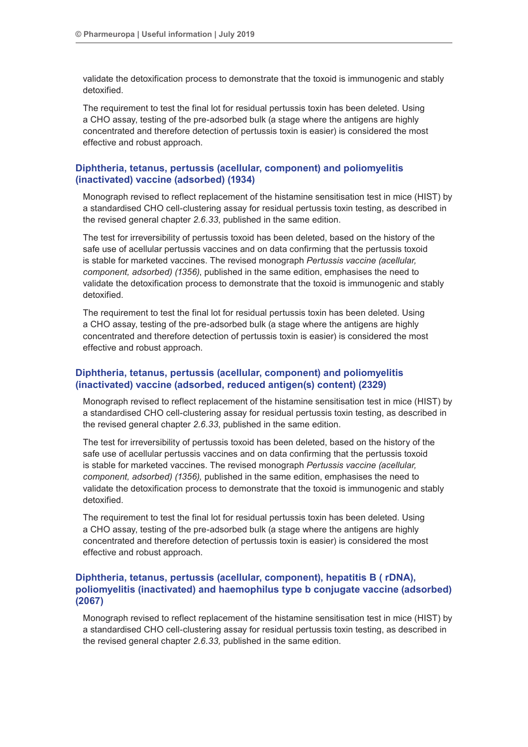validate the detoxification process to demonstrate that the toxoid is immunogenic and stably detoxified.

The requirement to test the final lot for residual pertussis toxin has been deleted. Using a CHO assay, testing of the pre-adsorbed bulk (a stage where the antigens are highly concentrated and therefore detection of pertussis toxin is easier) is considered the most effective and robust approach.

### Diphtheria, tetanus, pertussis (acellular, component) and poliomyelitis (inactivated) vaccine (adsorbed) (1934)

Monograph revised to reflect replacement of the histamine sensitisation test in mice (HIST) by a standardised CHO cell-clustering assay for residual pertussis toxin testing, as described in the revised general chapter *2.6.33*, published in the same edition.

The test for irreversibility of pertussis toxoid has been deleted, based on the history of the safe use of acellular pertussis vaccines and on data confirming that the pertussis toxoid is stable for marketed vaccines. The revised monograph *Pertussis vaccine (acellular, component, adsorbed) (1356)*, published in the same edition, emphasises the need to validate the detoxification process to demonstrate that the toxoid is immunogenic and stably detoxified.

The requirement to test the final lot for residual pertussis toxin has been deleted. Using a CHO assay, testing of the pre-adsorbed bulk (a stage where the antigens are highly concentrated and therefore detection of pertussis toxin is easier) is considered the most effective and robust approach.

### Diphtheria, tetanus, pertussis (acellular, component) and poliomyelitis (inactivated) vaccine (adsorbed, reduced antigen(s) content) (2329)

Monograph revised to reflect replacement of the histamine sensitisation test in mice (HIST) by a standardised CHO cell-clustering assay for residual pertussis toxin testing, as described in the revised general chapter *2.6.33*, published in the same edition.

The test for irreversibility of pertussis toxoid has been deleted, based on the history of the safe use of acellular pertussis vaccines and on data confirming that the pertussis toxoid is stable for marketed vaccines. The revised monograph *Pertussis vaccine (acellular, component, adsorbed) (1356),* published in the same edition, emphasises the need to validate the detoxification process to demonstrate that the toxoid is immunogenic and stably detoxified.

The requirement to test the final lot for residual pertussis toxin has been deleted. Using a CHO assay, testing of the pre-adsorbed bulk (a stage where the antigens are highly concentrated and therefore detection of pertussis toxin is easier) is considered the most effective and robust approach.

### Diphtheria, tetanus, pertussis (acellular, component), hepatitis B ( rDNA), poliomyelitis (inactivated) and haemophilus type b conjugate vaccine (adsorbed) (2067)

Monograph revised to reflect replacement of the histamine sensitisation test in mice (HIST) by a standardised CHO cell-clustering assay for residual pertussis toxin testing, as described in the revised general chapter *2.6.33,* published in the same edition.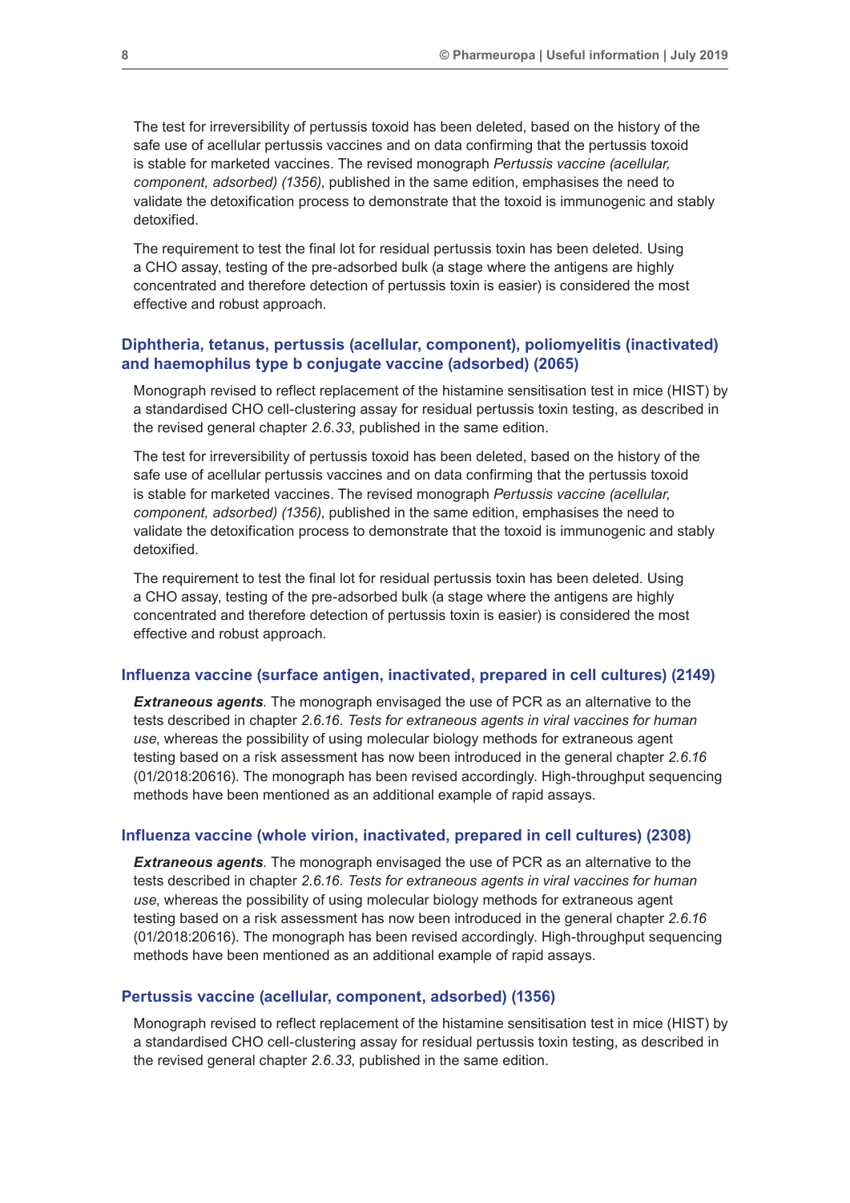The test for irreversibility of pertussis toxoid has been deleted, based on the history of the safe use of acellular pertussis vaccines and on data confirming that the pertussis toxoid is stable for marketed vaccines. The revised monograph *Pertussis vaccine (acellular, component, adsorbed) (1356)*, published in the same edition, emphasises the need to validate the detoxification process to demonstrate that the toxoid is immunogenic and stably detoxified.

The requirement to test the final lot for residual pertussis toxin has been deleted. Using a CHO assay, testing of the pre-adsorbed bulk (a stage where the antigens are highly concentrated and therefore detection of pertussis toxin is easier) is considered the most effective and robust approach.

### Diphtheria, tetanus, pertussis (acellular, component), poliomyelitis (inactivated) and haemophilus type b conjugate vaccine (adsorbed) (2065)

Monograph revised to reflect replacement of the histamine sensitisation test in mice (HIST) by a standardised CHO cell-clustering assay for residual pertussis toxin testing, as described in the revised general chapter *2.6.33*, published in the same edition.

The test for irreversibility of pertussis toxoid has been deleted, based on the history of the safe use of acellular pertussis vaccines and on data confirming that the pertussis toxoid is stable for marketed vaccines. The revised monograph *Pertussis vaccine (acellular, component, adsorbed) (1356)*, published in the same edition, emphasises the need to validate the detoxification process to demonstrate that the toxoid is immunogenic and stably detoxified.

The requirement to test the final lot for residual pertussis toxin has been deleted. Using a CHO assay, testing of the pre-adsorbed bulk (a stage where the antigens are highly concentrated and therefore detection of pertussis toxin is easier) is considered the most effective and robust approach.

### Influenza vaccine (surface antigen, inactivated, prepared in cell cultures) (2149)

***Extraneous agents***. The monograph envisaged the use of PCR as an alternative to the tests described in chapter *2.6.16. Tests for extraneous agents in viral vaccines for human use*, whereas the possibility of using molecular biology methods for extraneous agent testing based on a risk assessment has now been introduced in the general chapter *2.6.16* (01/2018:20616). The monograph has been revised accordingly. High-throughput sequencing methods have been mentioned as an additional example of rapid assays.

### Influenza vaccine (whole virion, inactivated, prepared in cell cultures) (2308)

***Extraneous agents***. The monograph envisaged the use of PCR as an alternative to the tests described in chapter *2.6.16. Tests for extraneous agents in viral vaccines for human use*, whereas the possibility of using molecular biology methods for extraneous agent testing based on a risk assessment has now been introduced in the general chapter *2.6.16* (01/2018:20616). The monograph has been revised accordingly. High-throughput sequencing methods have been mentioned as an additional example of rapid assays.

### Pertussis vaccine (acellular, component, adsorbed) (1356)

Monograph revised to reflect replacement of the histamine sensitisation test in mice (HIST) by a standardised CHO cell-clustering assay for residual pertussis toxin testing, as described in the revised general chapter *2.6.33*, published in the same edition.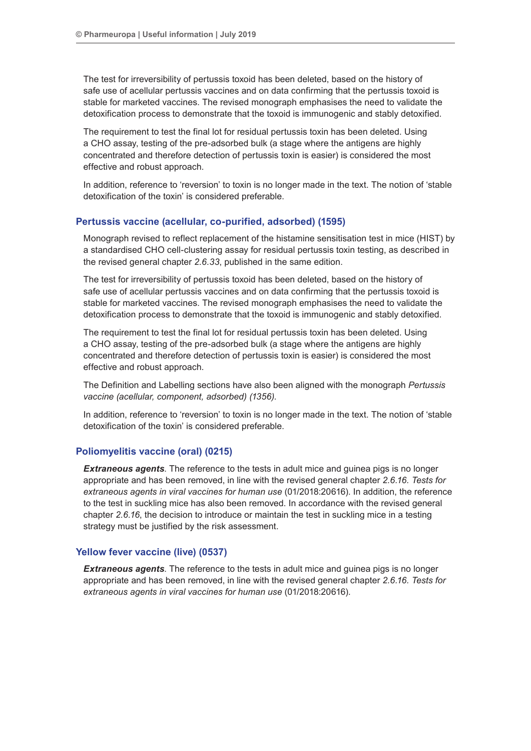The test for irreversibility of pertussis toxoid has been deleted, based on the history of safe use of acellular pertussis vaccines and on data confirming that the pertussis toxoid is stable for marketed vaccines. The revised monograph emphasises the need to validate the detoxification process to demonstrate that the toxoid is immunogenic and stably detoxified.

The requirement to test the final lot for residual pertussis toxin has been deleted. Using a CHO assay, testing of the pre-adsorbed bulk (a stage where the antigens are highly concentrated and therefore detection of pertussis toxin is easier) is considered the most effective and robust approach.

In addition, reference to 'reversion' to toxin is no longer made in the text. The notion of 'stable detoxification of the toxin' is considered preferable.

### Pertussis vaccine (acellular, co-purified, adsorbed) (1595)

Monograph revised to reflect replacement of the histamine sensitisation test in mice (HIST) by a standardised CHO cell-clustering assay for residual pertussis toxin testing, as described in the revised general chapter *2.6.33*, published in the same edition.

The test for irreversibility of pertussis toxoid has been deleted, based on the history of safe use of acellular pertussis vaccines and on data confirming that the pertussis toxoid is stable for marketed vaccines. The revised monograph emphasises the need to validate the detoxification process to demonstrate that the toxoid is immunogenic and stably detoxified.

The requirement to test the final lot for residual pertussis toxin has been deleted. Using a CHO assay, testing of the pre-adsorbed bulk (a stage where the antigens are highly concentrated and therefore detection of pertussis toxin is easier) is considered the most effective and robust approach.

The Definition and Labelling sections have also been aligned with the monograph *Pertussis vaccine (acellular, component, adsorbed) (1356)*.

In addition, reference to 'reversion' to toxin is no longer made in the text. The notion of 'stable detoxification of the toxin' is considered preferable.

### Poliomyelitis vaccine (oral) (0215)

***Extraneous agents***. The reference to the tests in adult mice and guinea pigs is no longer appropriate and has been removed, in line with the revised general chapter *2.6.16. Tests for extraneous agents in viral vaccines for human use* (01/2018:20616). In addition, the reference to the test in suckling mice has also been removed. In accordance with the revised general chapter *2.6.16*, the decision to introduce or maintain the test in suckling mice in a testing strategy must be justified by the risk assessment.

### Yellow fever vaccine (live) (0537)

***Extraneous agents***. The reference to the tests in adult mice and guinea pigs is no longer appropriate and has been removed, in line with the revised general chapter *2.6.16. Tests for extraneous agents in viral vaccines for human use* (01/2018:20616).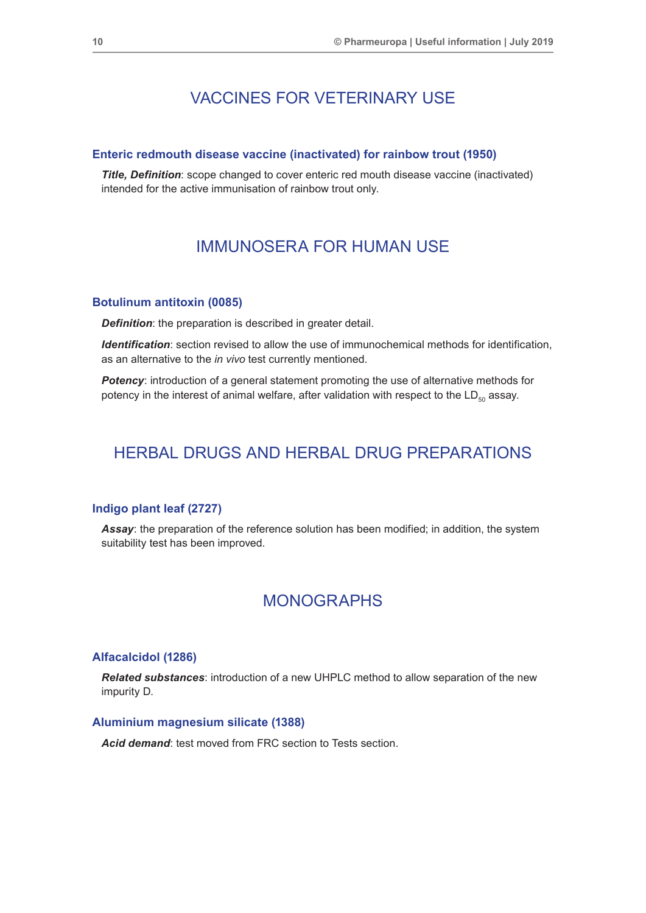## VACCINES FOR VETERINARY USE

### Enteric redmouth disease vaccine (inactivated) for rainbow trout (1950)

***Title, Definition***: scope changed to cover enteric red mouth disease vaccine (inactivated) intended for the active immunisation of rainbow trout only.

## IMMUNOSERA FOR HUMAN USE

### Botulinum antitoxin (0085)

***Definition***: the preparation is described in greater detail.

***Identification***: section revised to allow the use of immunochemical methods for identification, as an alternative to the *in vivo* test currently mentioned.

***Potency***: introduction of a general statement promoting the use of alternative methods for potency in the interest of animal welfare, after validation with respect to the $LD_{50}$ assay.

## HERBAL DRUGS AND HERBAL DRUG PREPARATIONS

### Indigo plant leaf (2727)

***Assay***: the preparation of the reference solution has been modified; in addition, the system suitability test has been improved.

## MONOGRAPHS

### Alfacalcidol (1286)

***Related substances***: introduction of a new UHPLC method to allow separation of the new impurity D.

### Aluminium magnesium silicate (1388)

***Acid demand***: test moved from FRC section to Tests section.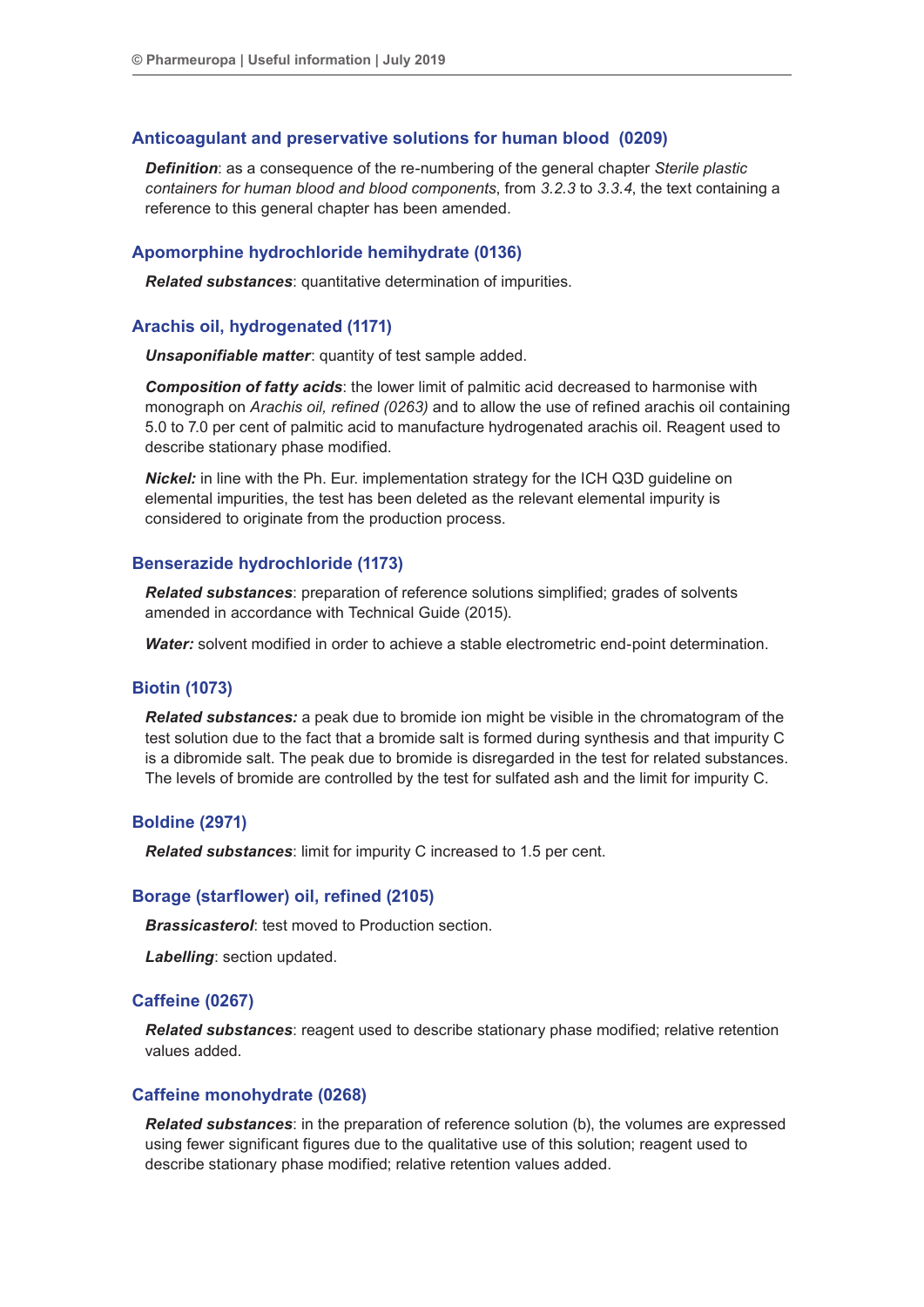### Anticoagulant and preservative solutions for human blood (0209)

***Definition***: as a consequence of the re-numbering of the general chapter *Sterile plastic containers for human blood and blood components*, from *3.2.3* to *3.3.4*, the text containing a reference to this general chapter has been amended.

### Apomorphine hydrochloride hemihydrate (0136)

***Related substances***: quantitative determination of impurities.

### Arachis oil, hydrogenated (1171)

***Unsaponifiable matter***: quantity of test sample added.

***Composition of fatty acids***: the lower limit of palmitic acid decreased to harmonise with monograph on *Arachis oil, refined (0263)* and to allow the use of refined arachis oil containing 5.0 to 7.0 per cent of palmitic acid to manufacture hydrogenated arachis oil. Reagent used to describe stationary phase modified.

***Nickel:*** in line with the Ph. Eur. implementation strategy for the ICH Q3D guideline on elemental impurities, the test has been deleted as the relevant elemental impurity is considered to originate from the production process.

### Benserazide hydrochloride (1173)

***Related substances***: preparation of reference solutions simplified; grades of solvents amended in accordance with Technical Guide (2015).

***Water:*** solvent modified in order to achieve a stable electrometric end-point determination.

### Biotin (1073)

***Related substances:*** a peak due to bromide ion might be visible in the chromatogram of the test solution due to the fact that a bromide salt is formed during synthesis and that impurity C is a dibromide salt. The peak due to bromide is disregarded in the test for related substances. The levels of bromide are controlled by the test for sulfated ash and the limit for impurity C.

### Boldine (2971)

***Related substances***: limit for impurity C increased to 1.5 per cent.

### Borage (starflower) oil, refined (2105)

***Brassicasterol***: test moved to Production section.

***Labelling***: section updated.

### Caffeine (0267)

***Related substances***: reagent used to describe stationary phase modified; relative retention values added.

### Caffeine monohydrate (0268)

***Related substances***: in the preparation of reference solution (b), the volumes are expressed using fewer significant figures due to the qualitative use of this solution; reagent used to describe stationary phase modified; relative retention values added.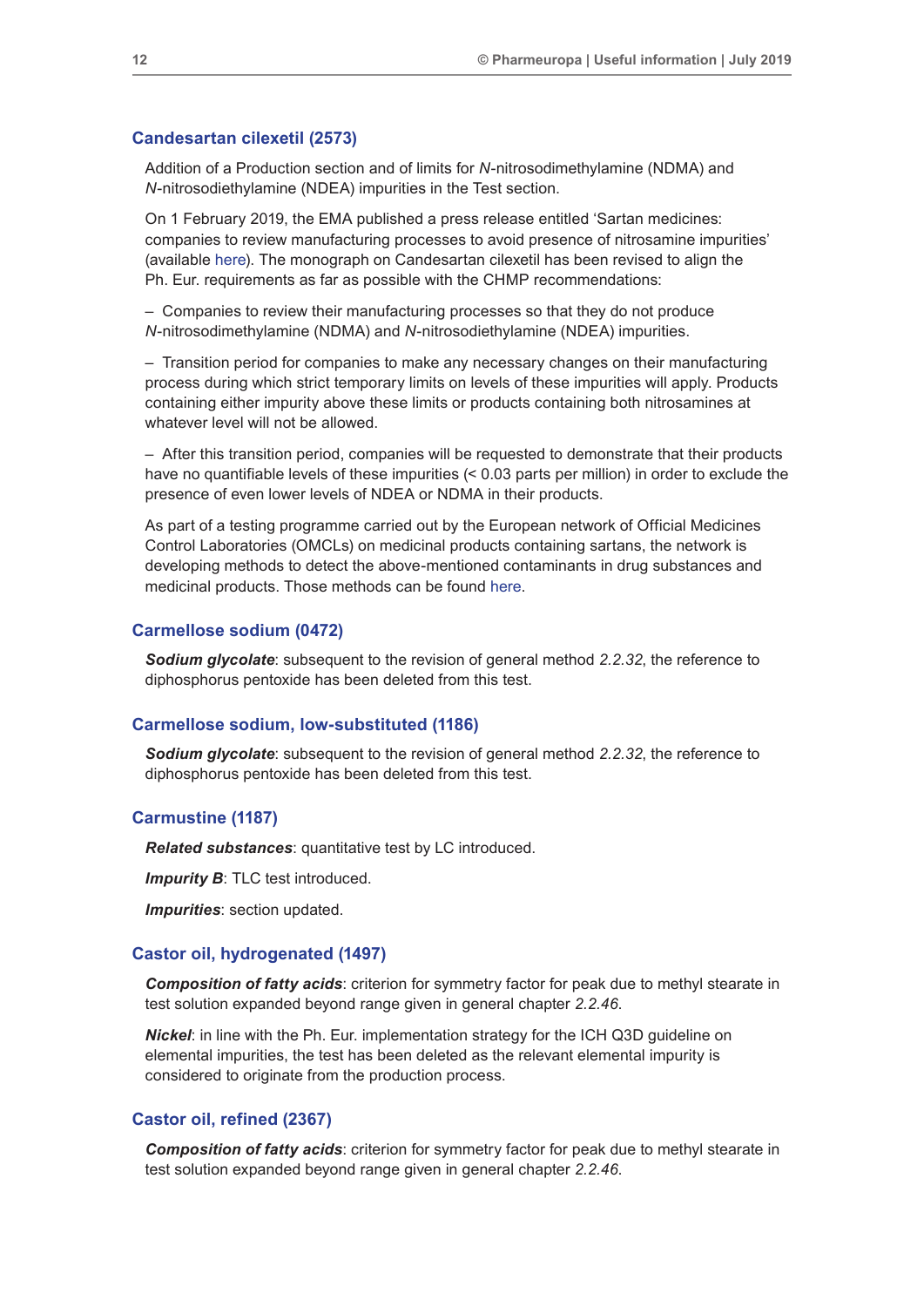## Candesartan cilexetil (2573)

Addition of a Production section and of limits for *N*-nitrosodimethylamine (NDMA) and *N*-nitrosodiethylamine (NDEA) impurities in the Test section.

On 1 February 2019, the EMA published a press release entitled 'Sartan medicines: companies to review manufacturing processes to avoid presence of nitrosamine impurities' (available here). The monograph on Candesartan cilexetil has been revised to align the Ph. Eur. requirements as far as possible with the CHMP recommendations:

– Companies to review their manufacturing processes so that they do not produce *N*-nitrosodimethylamine (NDMA) and *N*-nitrosodiethylamine (NDEA) impurities.

– Transition period for companies to make any necessary changes on their manufacturing process during which strict temporary limits on levels of these impurities will apply. Products containing either impurity above these limits or products containing both nitrosamines at whatever level will not be allowed.

– After this transition period, companies will be requested to demonstrate that their products have no quantifiable levels of these impurities (< 0.03 parts per million) in order to exclude the presence of even lower levels of NDEA or NDMA in their products.

As part of a testing programme carried out by the European network of Official Medicines Control Laboratories (OMCLs) on medicinal products containing sartans, the network is developing methods to detect the above-mentioned contaminants in drug substances and medicinal products. Those methods can be found here.

## Carmellose sodium (0472)

***Sodium glycolate***: subsequent to the revision of general method *2.2.32*, the reference to diphosphorus pentoxide has been deleted from this test.

## Carmellose sodium, low-substituted (1186)

***Sodium glycolate***: subsequent to the revision of general method *2.2.32*, the reference to diphosphorus pentoxide has been deleted from this test.

## Carmustine (1187)

***Related substances***: quantitative test by LC introduced.

***Impurity B***: TLC test introduced.

***Impurities***: section updated.

## Castor oil, hydrogenated (1497)

***Composition of fatty acids***: criterion for symmetry factor for peak due to methyl stearate in test solution expanded beyond range given in general chapter *2.2.46*.

***Nickel***: in line with the Ph. Eur. implementation strategy for the ICH Q3D guideline on elemental impurities, the test has been deleted as the relevant elemental impurity is considered to originate from the production process.

## Castor oil, refined (2367)

***Composition of fatty acids***: criterion for symmetry factor for peak due to methyl stearate in test solution expanded beyond range given in general chapter *2.2.46*.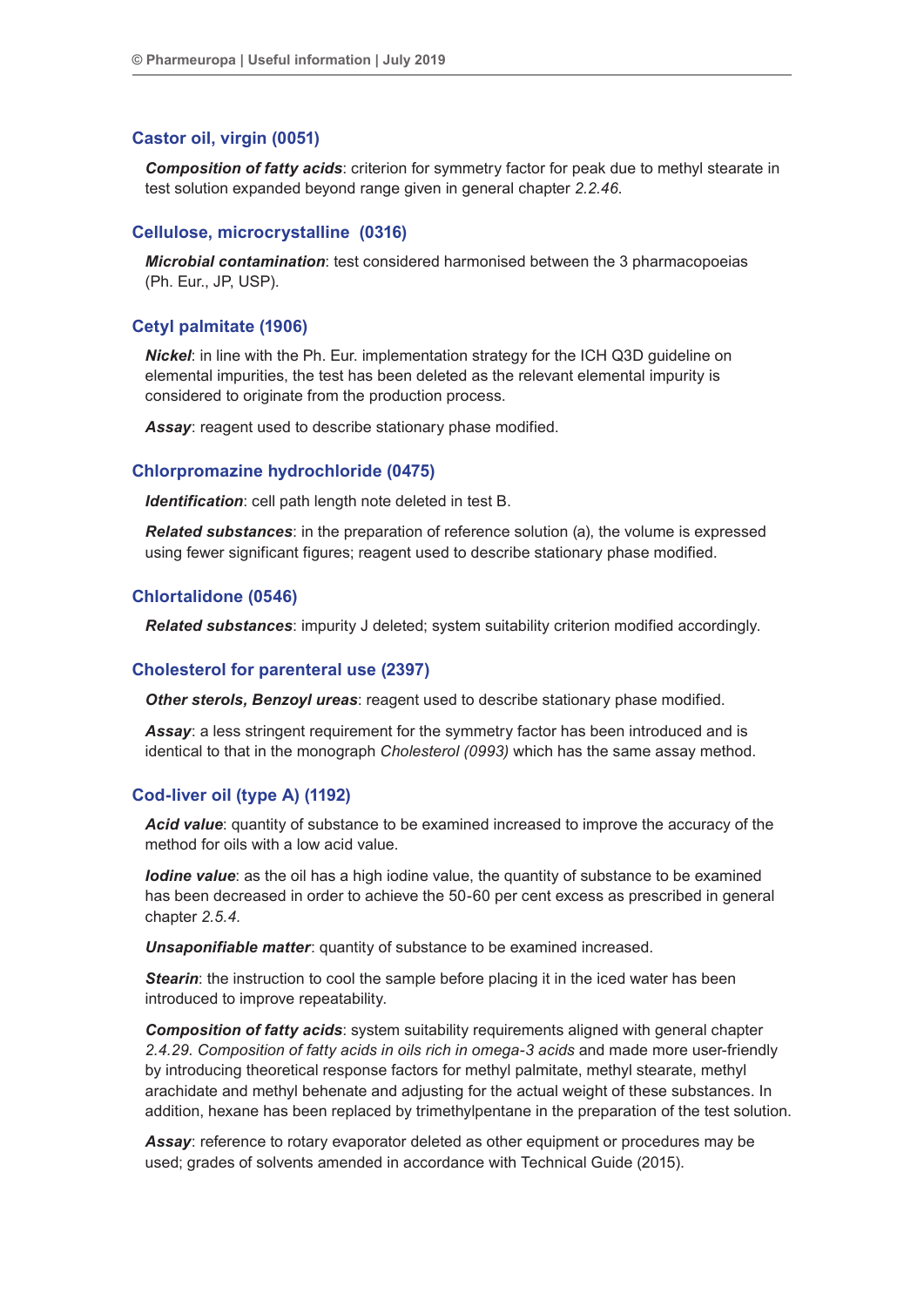## Castor oil, virgin (0051)

***Composition of fatty acids***: criterion for symmetry factor for peak due to methyl stearate in test solution expanded beyond range given in general chapter *2.2.46*.

## Cellulose, microcrystalline (0316)

***Microbial contamination***: test considered harmonised between the 3 pharmacopoeias (Ph. Eur., JP, USP).

## Cetyl palmitate (1906)

***Nickel***: in line with the Ph. Eur. implementation strategy for the ICH Q3D guideline on elemental impurities, the test has been deleted as the relevant elemental impurity is considered to originate from the production process.

***Assay***: reagent used to describe stationary phase modified.

## Chlorpromazine hydrochloride (0475)

***Identification***: cell path length note deleted in test B.

***Related substances***: in the preparation of reference solution (a), the volume is expressed using fewer significant figures; reagent used to describe stationary phase modified.

## Chlortalidone (0546)

***Related substances***: impurity J deleted; system suitability criterion modified accordingly.

## Cholesterol for parenteral use (2397)

***Other sterols, Benzoyl ureas***: reagent used to describe stationary phase modified.

***Assay***: a less stringent requirement for the symmetry factor has been introduced and is identical to that in the monograph *Cholesterol (0993)* which has the same assay method.

## Cod-liver oil (type A) (1192)

***Acid value***: quantity of substance to be examined increased to improve the accuracy of the method for oils with a low acid value.

***Iodine value***: as the oil has a high iodine value, the quantity of substance to be examined has been decreased in order to achieve the 50-60 per cent excess as prescribed in general chapter *2.5.4*.

***Unsaponifiable matter***: quantity of substance to be examined increased.

***Stearin***: the instruction to cool the sample before placing it in the iced water has been introduced to improve repeatability.

***Composition of fatty acids***: system suitability requirements aligned with general chapter *2.4.29. Composition of fatty acids in oils rich in omega-3 acids* and made more user-friendly by introducing theoretical response factors for methyl palmitate, methyl stearate, methyl arachidate and methyl behenate and adjusting for the actual weight of these substances. In addition, hexane has been replaced by trimethylpentane in the preparation of the test solution.

***Assay***: reference to rotary evaporator deleted as other equipment or procedures may be used; grades of solvents amended in accordance with Technical Guide (2015).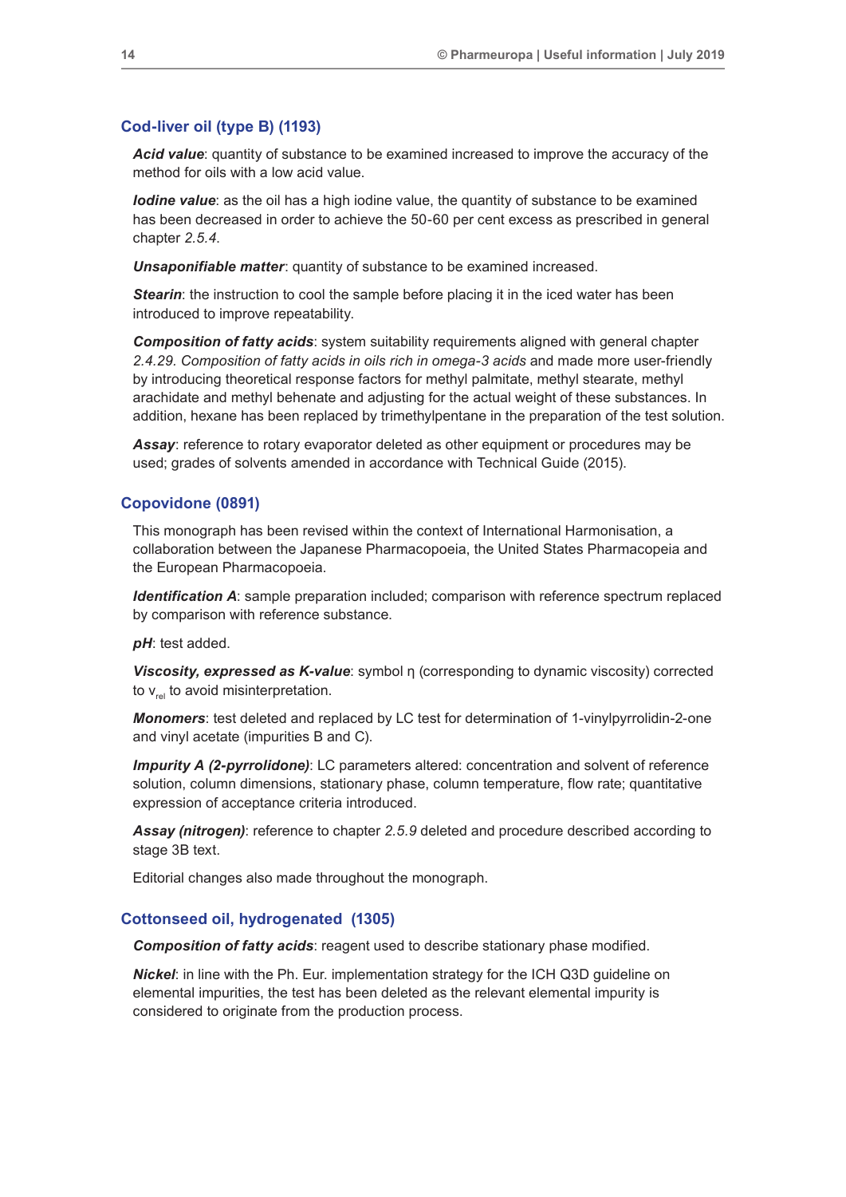## Cod-liver oil (type B) (1193)

***Acid value***: quantity of substance to be examined increased to improve the accuracy of the method for oils with a low acid value.

***Iodine value***: as the oil has a high iodine value, the quantity of substance to be examined has been decreased in order to achieve the 50-60 per cent excess as prescribed in general chapter *2.5.4*.

***Unsaponifiable matter***: quantity of substance to be examined increased.

***Stearin***: the instruction to cool the sample before placing it in the iced water has been introduced to improve repeatability.

***Composition of fatty acids***: system suitability requirements aligned with general chapter *2.4.29. Composition of fatty acids in oils rich in omega-3 acids* and made more user-friendly by introducing theoretical response factors for methyl palmitate, methyl stearate, methyl arachidate and methyl behenate and adjusting for the actual weight of these substances. In addition, hexane has been replaced by trimethylpentane in the preparation of the test solution.

***Assay***: reference to rotary evaporator deleted as other equipment or procedures may be used; grades of solvents amended in accordance with Technical Guide (2015).

## Copovidone (0891)

This monograph has been revised within the context of International Harmonisation, a collaboration between the Japanese Pharmacopoeia, the United States Pharmacopeia and the European Pharmacopoeia.

***Identification A***: sample preparation included; comparison with reference spectrum replaced by comparison with reference substance.

***pH***: test added.

***Viscosity, expressed as K-value***: symbol η (corresponding to dynamic viscosity) corrected to $v_{rel}$ to avoid misinterpretation.

***Monomers***: test deleted and replaced by LC test for determination of 1-vinylpyrrolidin-2-one and vinyl acetate (impurities B and C).

***Impurity A (2-pyrrolidone)***: LC parameters altered: concentration and solvent of reference solution, column dimensions, stationary phase, column temperature, flow rate; quantitative expression of acceptance criteria introduced.

***Assay (nitrogen)***: reference to chapter *2.5.9* deleted and procedure described according to stage 3B text.

Editorial changes also made throughout the monograph.

## Cottonseed oil, hydrogenated (1305)

***Composition of fatty acids***: reagent used to describe stationary phase modified.

***Nickel***: in line with the Ph. Eur. implementation strategy for the ICH Q3D guideline on elemental impurities, the test has been deleted as the relevant elemental impurity is considered to originate from the production process.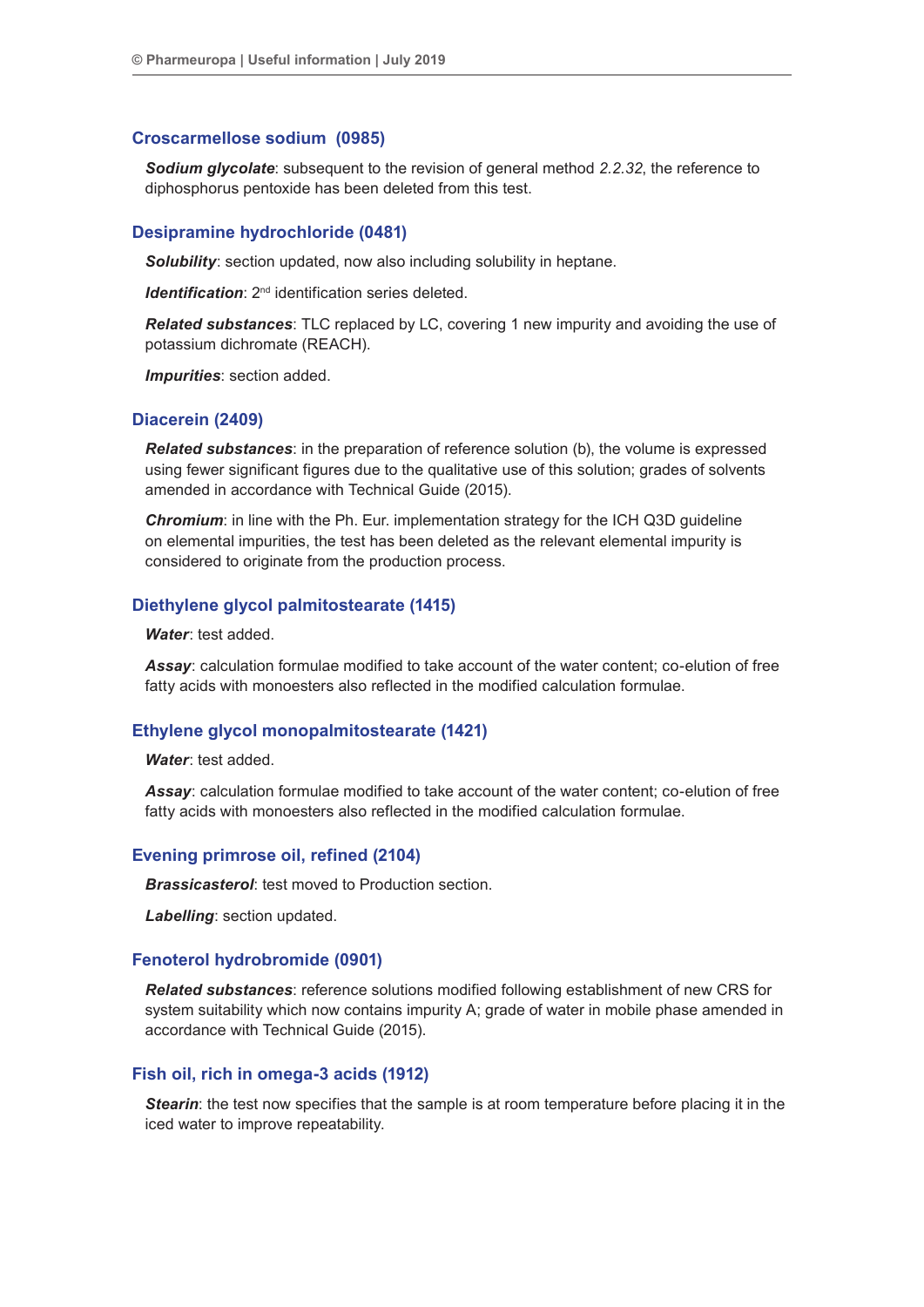## Croscarmellose sodium (0985)

***Sodium glycolate***: subsequent to the revision of general method *2.2.32*, the reference to diphosphorus pentoxide has been deleted from this test.

## Desipramine hydrochloride (0481)

***Solubility***: section updated, now also including solubility in heptane.

***Identification***: 2nd identification series deleted.

***Related substances***: TLC replaced by LC, covering 1 new impurity and avoiding the use of potassium dichromate (REACH).

***Impurities***: section added.

## Diacerein (2409)

***Related substances***: in the preparation of reference solution (b), the volume is expressed using fewer significant figures due to the qualitative use of this solution; grades of solvents amended in accordance with Technical Guide (2015).

***Chromium***: in line with the Ph. Eur. implementation strategy for the ICH Q3D guideline on elemental impurities, the test has been deleted as the relevant elemental impurity is considered to originate from the production process.

## Diethylene glycol palmitostearate (1415)

***Water***: test added.

***Assay***: calculation formulae modified to take account of the water content; co-elution of free fatty acids with monoesters also reflected in the modified calculation formulae.

## Ethylene glycol monopalmitostearate (1421)

***Water***: test added.

***Assay***: calculation formulae modified to take account of the water content; co-elution of free fatty acids with monoesters also reflected in the modified calculation formulae.

## Evening primrose oil, refined (2104)

***Brassicasterol***: test moved to Production section.

***Labelling***: section updated.

## Fenoterol hydrobromide (0901)

***Related substances***: reference solutions modified following establishment of new CRS for system suitability which now contains impurity A; grade of water in mobile phase amended in accordance with Technical Guide (2015).

## Fish oil, rich in omega-3 acids (1912)

***Stearin***: the test now specifies that the sample is at room temperature before placing it in the iced water to improve repeatability.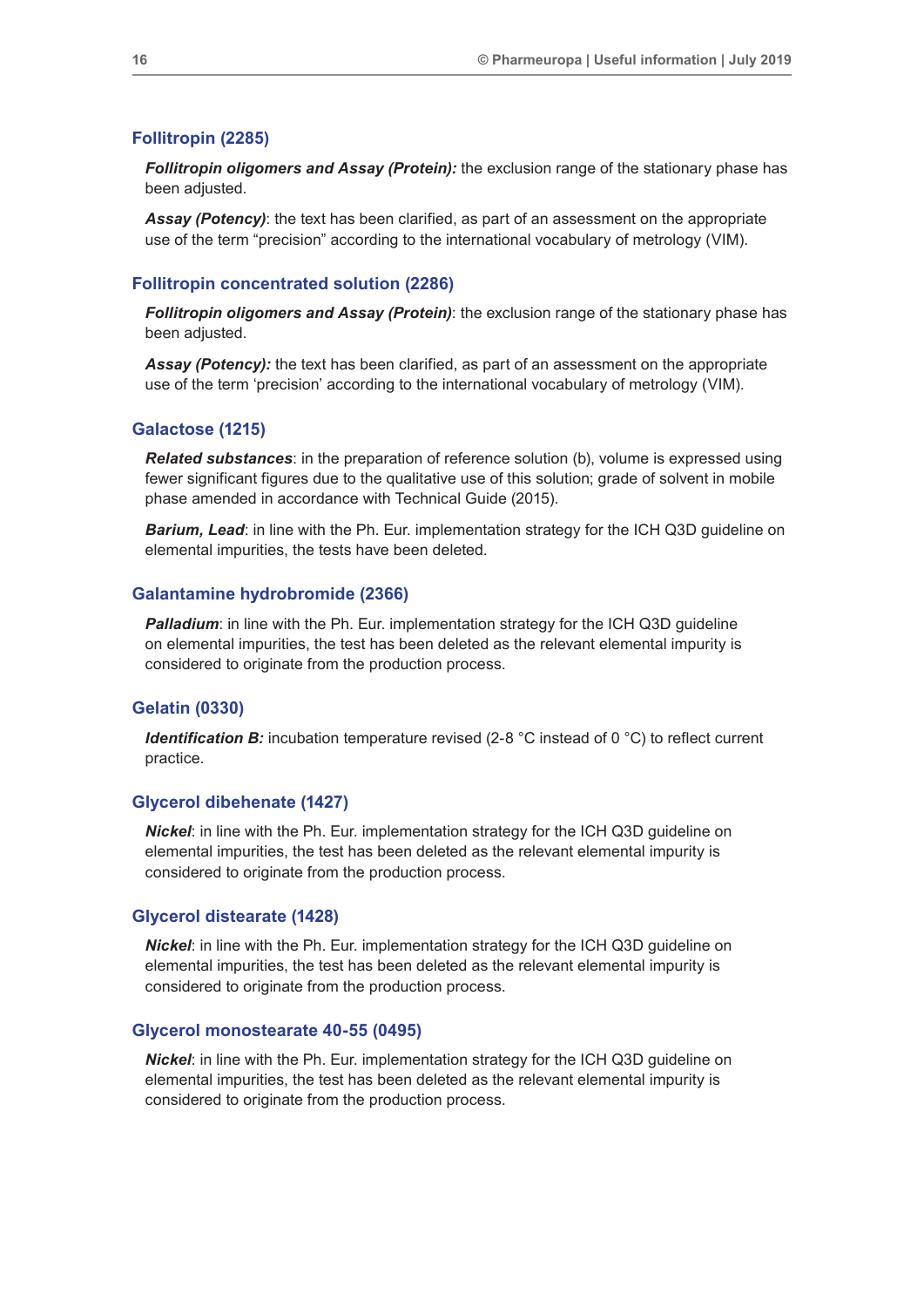### Follitropin (2285)

***Follitropin oligomers and Assay (Protein):*** the exclusion range of the stationary phase has been adjusted.

***Assay (Potency)***: the text has been clarified, as part of an assessment on the appropriate use of the term “precision” according to the international vocabulary of metrology (VIM).

### Follitropin concentrated solution (2286)

***Follitropin oligomers and Assay (Protein)***: the exclusion range of the stationary phase has been adjusted.

***Assay (Potency):*** the text has been clarified, as part of an assessment on the appropriate use of the term ‘precision’ according to the international vocabulary of metrology (VIM).

### Galactose (1215)

***Related substances***: in the preparation of reference solution (b), volume is expressed using fewer significant figures due to the qualitative use of this solution; grade of solvent in mobile phase amended in accordance with Technical Guide (2015).

***Barium, Lead***: in line with the Ph. Eur. implementation strategy for the ICH Q3D guideline on elemental impurities, the tests have been deleted.

### Galantamine hydrobromide (2366)

***Palladium***: in line with the Ph. Eur. implementation strategy for the ICH Q3D guideline on elemental impurities, the test has been deleted as the relevant elemental impurity is considered to originate from the production process.

### Gelatin (0330)

***Identification B:*** incubation temperature revised (2-8 °C instead of 0 °C) to reflect current practice.

### Glycerol dibehenate (1427)

***Nickel***: in line with the Ph. Eur. implementation strategy for the ICH Q3D guideline on elemental impurities, the test has been deleted as the relevant elemental impurity is considered to originate from the production process.

### Glycerol distearate (1428)

***Nickel***: in line with the Ph. Eur. implementation strategy for the ICH Q3D guideline on elemental impurities, the test has been deleted as the relevant elemental impurity is considered to originate from the production process.

### Glycerol monostearate 40-55 (0495)

***Nickel***: in line with the Ph. Eur. implementation strategy for the ICH Q3D guideline on elemental impurities, the test has been deleted as the relevant elemental impurity is considered to originate from the production process.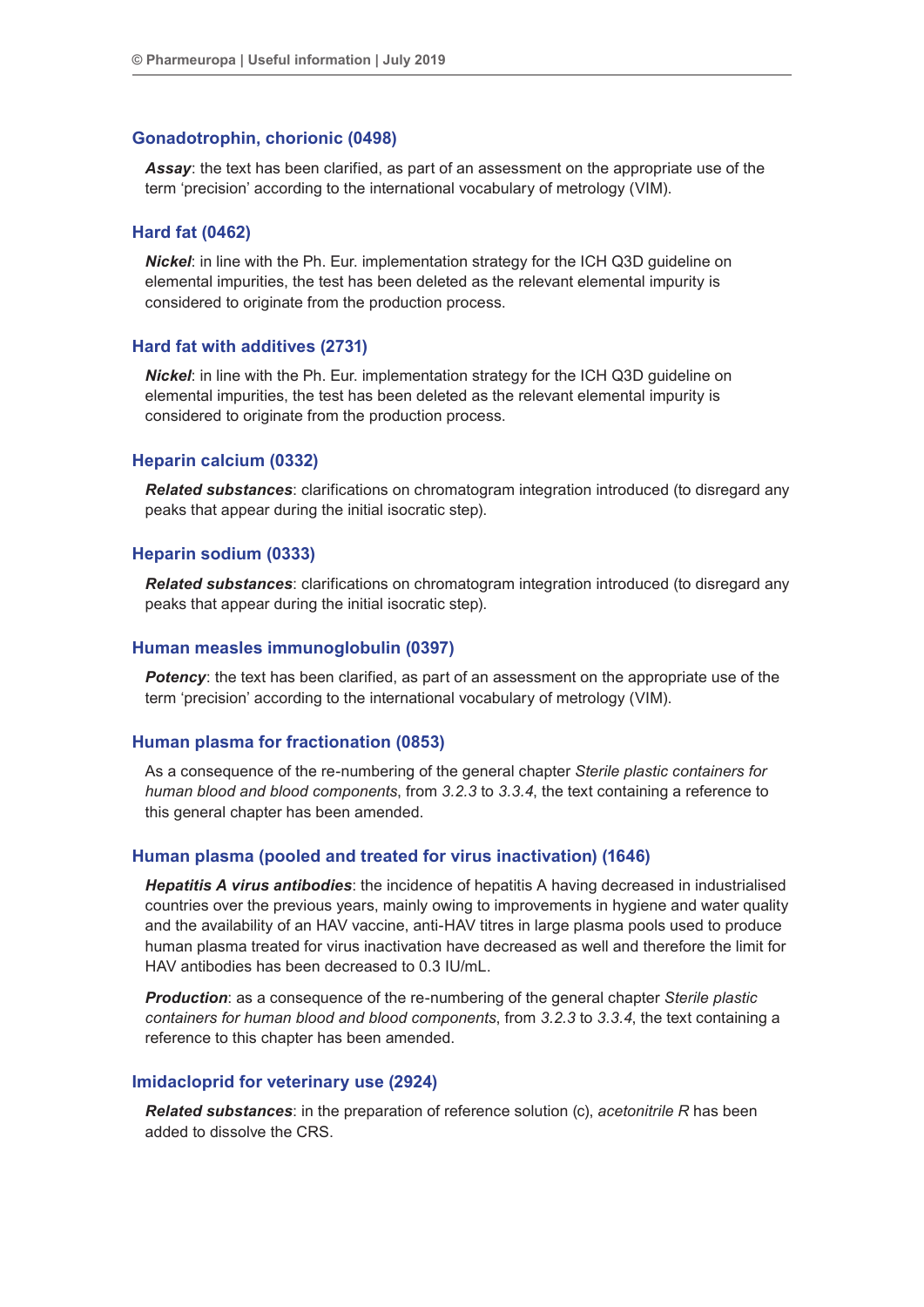### Gonadotrophin, chorionic (0498)

***Assay***: the text has been clarified, as part of an assessment on the appropriate use of the term 'precision' according to the international vocabulary of metrology (VIM).

### Hard fat (0462)

***Nickel***: in line with the Ph. Eur. implementation strategy for the ICH Q3D guideline on elemental impurities, the test has been deleted as the relevant elemental impurity is considered to originate from the production process.

### Hard fat with additives (2731)

***Nickel***: in line with the Ph. Eur. implementation strategy for the ICH Q3D guideline on elemental impurities, the test has been deleted as the relevant elemental impurity is considered to originate from the production process.

### Heparin calcium (0332)

***Related substances***: clarifications on chromatogram integration introduced (to disregard any peaks that appear during the initial isocratic step).

### Heparin sodium (0333)

***Related substances***: clarifications on chromatogram integration introduced (to disregard any peaks that appear during the initial isocratic step).

### Human measles immunoglobulin (0397)

***Potency***: the text has been clarified, as part of an assessment on the appropriate use of the term 'precision' according to the international vocabulary of metrology (VIM).

### Human plasma for fractionation (0853)

As a consequence of the re-numbering of the general chapter *Sterile plastic containers for human blood and blood components*, from *3.2.3* to *3.3.4*, the text containing a reference to this general chapter has been amended.

### Human plasma (pooled and treated for virus inactivation) (1646)

***Hepatitis A virus antibodies***: the incidence of hepatitis A having decreased in industrialised countries over the previous years, mainly owing to improvements in hygiene and water quality and the availability of an HAV vaccine, anti-HAV titres in large plasma pools used to produce human plasma treated for virus inactivation have decreased as well and therefore the limit for HAV antibodies has been decreased to 0.3 IU/mL.

***Production***: as a consequence of the re-numbering of the general chapter *Sterile plastic containers for human blood and blood components*, from *3.2.3* to *3.3.4*, the text containing a reference to this chapter has been amended.

### Imidacloprid for veterinary use (2924)

***Related substances***: in the preparation of reference solution (c), *acetonitrile R* has been added to dissolve the CRS.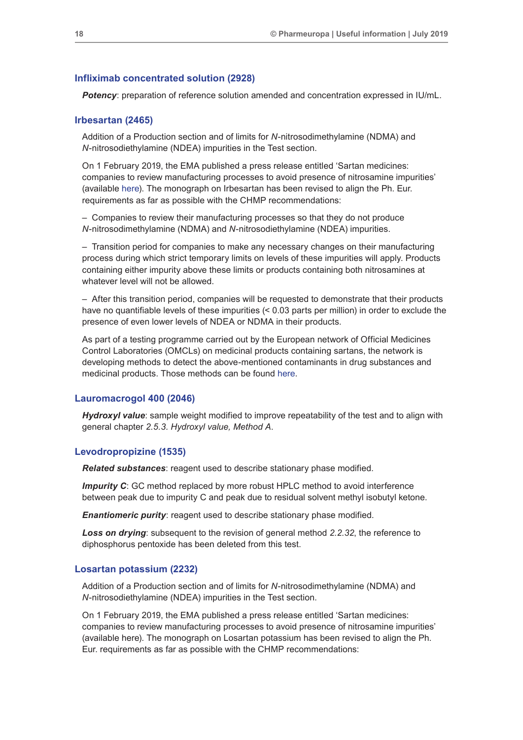### Infliximab concentrated solution (2928)

***Potency***: preparation of reference solution amended and concentration expressed in IU/mL.

### Irbesartan (2465)

Addition of a Production section and of limits for *N*-nitrosodimethylamine (NDMA) and *N*-nitrosodiethylamine (NDEA) impurities in the Test section.

On 1 February 2019, the EMA published a press release entitled 'Sartan medicines: companies to review manufacturing processes to avoid presence of nitrosamine impurities' (available here). The monograph on Irbesartan has been revised to align the Ph. Eur. requirements as far as possible with the CHMP recommendations:

– Companies to review their manufacturing processes so that they do not produce *N*-nitrosodimethylamine (NDMA) and *N*-nitrosodiethylamine (NDEA) impurities.

– Transition period for companies to make any necessary changes on their manufacturing process during which strict temporary limits on levels of these impurities will apply. Products containing either impurity above these limits or products containing both nitrosamines at whatever level will not be allowed.

– After this transition period, companies will be requested to demonstrate that their products have no quantifiable levels of these impurities (< 0.03 parts per million) in order to exclude the presence of even lower levels of NDEA or NDMA in their products.

As part of a testing programme carried out by the European network of Official Medicines Control Laboratories (OMCLs) on medicinal products containing sartans, the network is developing methods to detect the above-mentioned contaminants in drug substances and medicinal products. Those methods can be found here.

### Lauromacrogol 400 (2046)

***Hydroxyl value***: sample weight modified to improve repeatability of the test and to align with general chapter *2.5.3. Hydroxyl value, Method A*.

### Levodropropizine (1535)

***Related substances***: reagent used to describe stationary phase modified.

***Impurity C***: GC method replaced by more robust HPLC method to avoid interference between peak due to impurity C and peak due to residual solvent methyl isobutyl ketone.

***Enantiomeric purity***: reagent used to describe stationary phase modified.

***Loss on drying***: subsequent to the revision of general method *2.2.32*, the reference to diphosphorus pentoxide has been deleted from this test.

### Losartan potassium (2232)

Addition of a Production section and of limits for *N*-nitrosodimethylamine (NDMA) and *N*-nitrosodiethylamine (NDEA) impurities in the Test section.

On 1 February 2019, the EMA published a press release entitled 'Sartan medicines: companies to review manufacturing processes to avoid presence of nitrosamine impurities' (available here). The monograph on Losartan potassium has been revised to align the Ph. Eur. requirements as far as possible with the CHMP recommendations: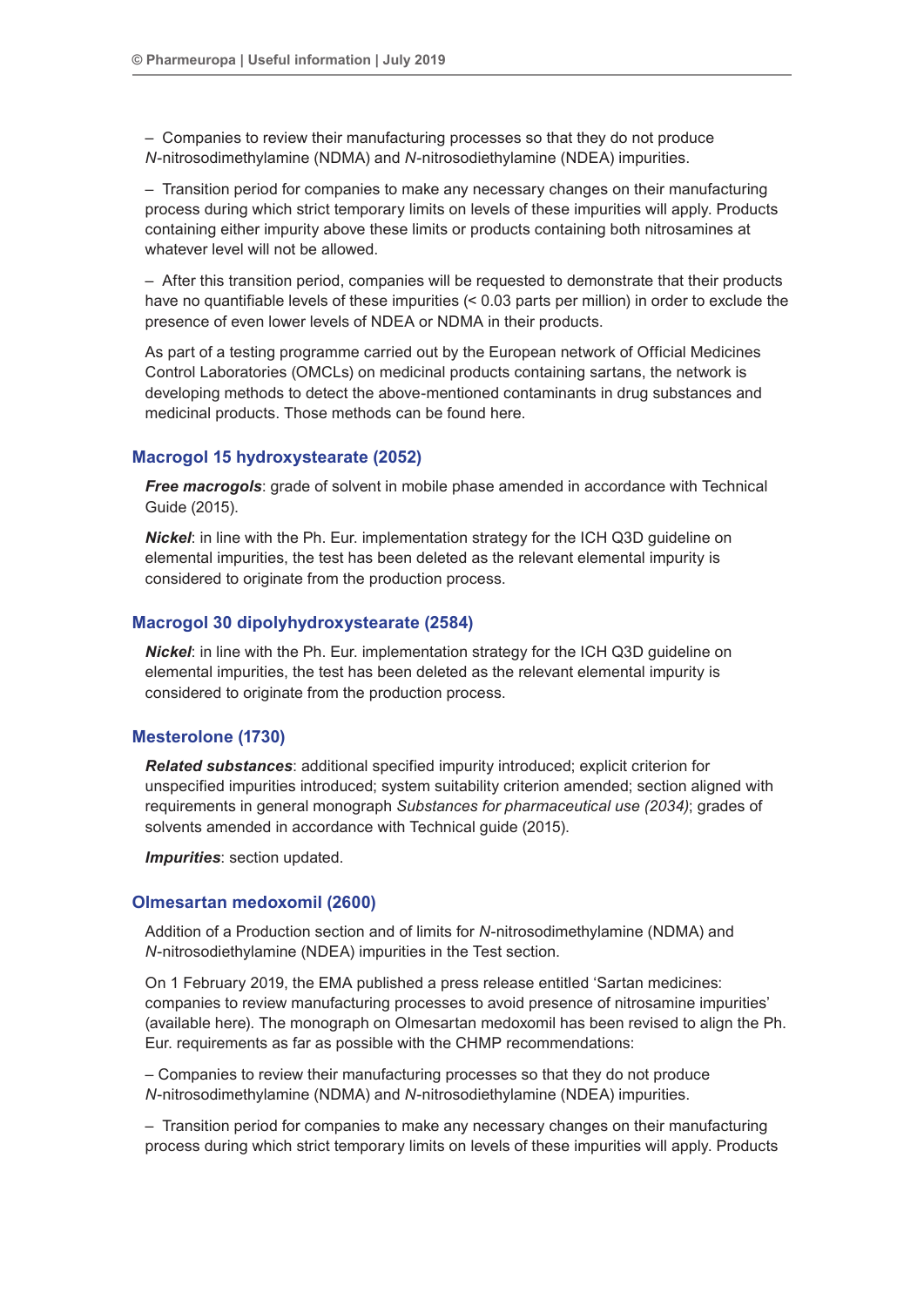– Companies to review their manufacturing processes so that they do not produce *N*-nitrosodimethylamine (NDMA) and *N*-nitrosodiethylamine (NDEA) impurities.

– Transition period for companies to make any necessary changes on their manufacturing process during which strict temporary limits on levels of these impurities will apply. Products containing either impurity above these limits or products containing both nitrosamines at whatever level will not be allowed.

– After this transition period, companies will be requested to demonstrate that their products have no quantifiable levels of these impurities (< 0.03 parts per million) in order to exclude the presence of even lower levels of NDEA or NDMA in their products.

As part of a testing programme carried out by the European network of Official Medicines Control Laboratories (OMCLs) on medicinal products containing sartans, the network is developing methods to detect the above-mentioned contaminants in drug substances and medicinal products. Those methods can be found here.

### Macrogol 15 hydroxystearate (2052)

***Free macrogols***: grade of solvent in mobile phase amended in accordance with Technical Guide (2015).

***Nickel***: in line with the Ph. Eur. implementation strategy for the ICH Q3D guideline on elemental impurities, the test has been deleted as the relevant elemental impurity is considered to originate from the production process.

### Macrogol 30 dipolyhydroxystearate (2584)

***Nickel***: in line with the Ph. Eur. implementation strategy for the ICH Q3D guideline on elemental impurities, the test has been deleted as the relevant elemental impurity is considered to originate from the production process.

### Mesterolone (1730)

***Related substances***: additional specified impurity introduced; explicit criterion for unspecified impurities introduced; system suitability criterion amended; section aligned with requirements in general monograph *Substances for pharmaceutical use (2034)*; grades of solvents amended in accordance with Technical guide (2015).

***Impurities***: section updated.

### Olmesartan medoxomil (2600)

Addition of a Production section and of limits for *N*-nitrosodimethylamine (NDMA) and *N*-nitrosodiethylamine (NDEA) impurities in the Test section.

On 1 February 2019, the EMA published a press release entitled 'Sartan medicines: companies to review manufacturing processes to avoid presence of nitrosamine impurities' (available here). The monograph on Olmesartan medoxomil has been revised to align the Ph. Eur. requirements as far as possible with the CHMP recommendations:

– Companies to review their manufacturing processes so that they do not produce *N*-nitrosodimethylamine (NDMA) and *N*-nitrosodiethylamine (NDEA) impurities.

– Transition period for companies to make any necessary changes on their manufacturing process during which strict temporary limits on levels of these impurities will apply. Products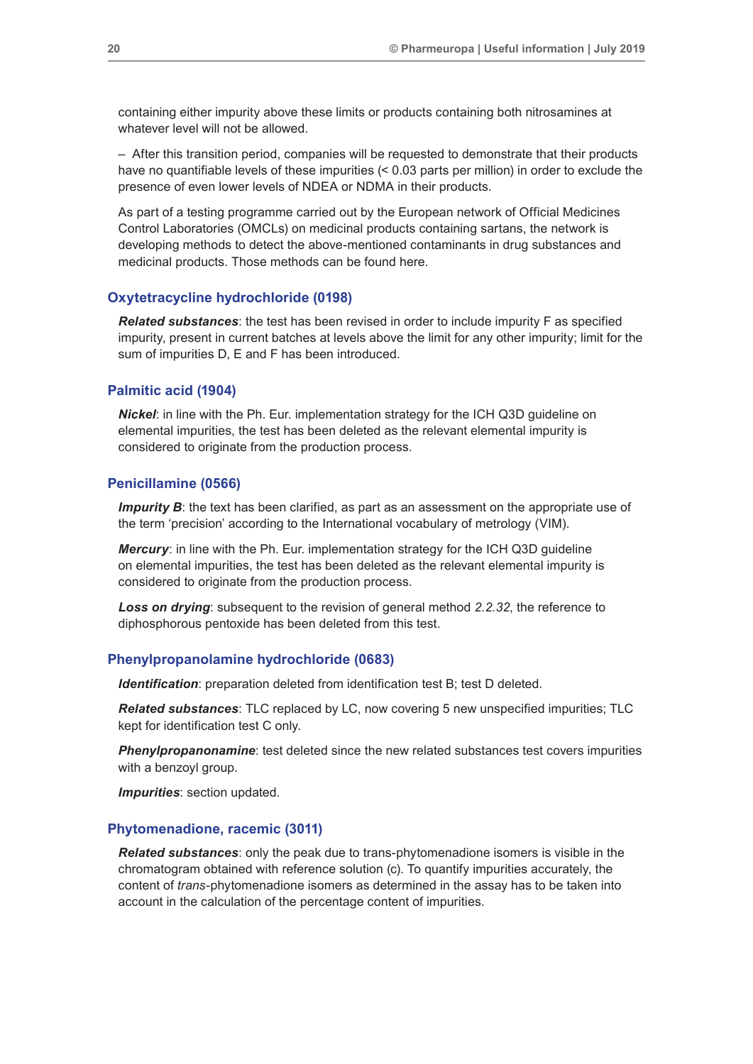containing either impurity above these limits or products containing both nitrosamines at whatever level will not be allowed.

– After this transition period, companies will be requested to demonstrate that their products have no quantifiable levels of these impurities (< 0.03 parts per million) in order to exclude the presence of even lower levels of NDEA or NDMA in their products.

As part of a testing programme carried out by the European network of Official Medicines Control Laboratories (OMCLs) on medicinal products containing sartans, the network is developing methods to detect the above-mentioned contaminants in drug substances and medicinal products. Those methods can be found here.

### Oxytetracycline hydrochloride (0198)

***Related substances***: the test has been revised in order to include impurity F as specified impurity, present in current batches at levels above the limit for any other impurity; limit for the sum of impurities D, E and F has been introduced.

### Palmitic acid (1904)

***Nickel***: in line with the Ph. Eur. implementation strategy for the ICH Q3D guideline on elemental impurities, the test has been deleted as the relevant elemental impurity is considered to originate from the production process.

### Penicillamine (0566)

***Impurity B***: the text has been clarified, as part as an assessment on the appropriate use of the term 'precision' according to the International vocabulary of metrology (VIM).

***Mercury***: in line with the Ph. Eur. implementation strategy for the ICH Q3D guideline on elemental impurities, the test has been deleted as the relevant elemental impurity is considered to originate from the production process.

***Loss on drying***: subsequent to the revision of general method *2.2.32*, the reference to diphosphorous pentoxide has been deleted from this test.

### Phenylpropanolamine hydrochloride (0683)

***Identification***: preparation deleted from identification test B; test D deleted.

***Related substances***: TLC replaced by LC, now covering 5 new unspecified impurities; TLC kept for identification test C only.

***Phenylpropanonamine***: test deleted since the new related substances test covers impurities with a benzoyl group.

***Impurities***: section updated.

### Phytomenadione, racemic (3011)

***Related substances***: only the peak due to trans-phytomenadione isomers is visible in the chromatogram obtained with reference solution (c). To quantify impurities accurately, the content of *trans*-phytomenadione isomers as determined in the assay has to be taken into account in the calculation of the percentage content of impurities.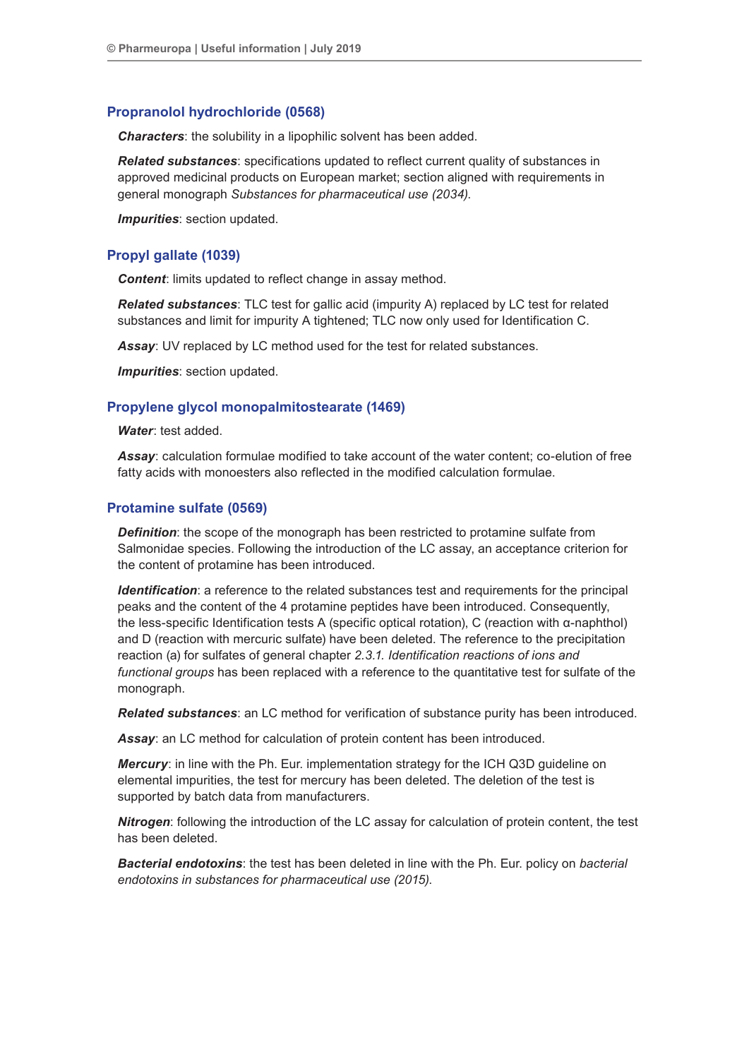## Propranolol hydrochloride (0568)

***Characters***: the solubility in a lipophilic solvent has been added.

***Related substances***: specifications updated to reflect current quality of substances in approved medicinal products on European market; section aligned with requirements in general monograph *Substances for pharmaceutical use (2034).*

***Impurities***: section updated.

## Propyl gallate (1039)

***Content***: limits updated to reflect change in assay method.

***Related substances***: TLC test for gallic acid (impurity A) replaced by LC test for related substances and limit for impurity A tightened; TLC now only used for Identification C.

***Assay***: UV replaced by LC method used for the test for related substances.

***Impurities***: section updated.

## Propylene glycol monopalmitostearate (1469)

***Water***: test added.

***Assay***: calculation formulae modified to take account of the water content; co-elution of free fatty acids with monoesters also reflected in the modified calculation formulae.

## Protamine sulfate (0569)

***Definition***: the scope of the monograph has been restricted to protamine sulfate from Salmonidae species. Following the introduction of the LC assay, an acceptance criterion for the content of protamine has been introduced.

***Identification***: a reference to the related substances test and requirements for the principal peaks and the content of the 4 protamine peptides have been introduced. Consequently, the less-specific Identification tests A (specific optical rotation), C (reaction with α-naphthol) and D (reaction with mercuric sulfate) have been deleted. The reference to the precipitation reaction (a) for sulfates of general chapter *2.3.1. Identification reactions of ions and functional groups* has been replaced with a reference to the quantitative test for sulfate of the monograph.

***Related substances***: an LC method for verification of substance purity has been introduced.

***Assay***: an LC method for calculation of protein content has been introduced.

***Mercury***: in line with the Ph. Eur. implementation strategy for the ICH Q3D guideline on elemental impurities, the test for mercury has been deleted. The deletion of the test is supported by batch data from manufacturers.

***Nitrogen***: following the introduction of the LC assay for calculation of protein content, the test has been deleted.

***Bacterial endotoxins***: the test has been deleted in line with the Ph. Eur. policy on *bacterial endotoxins in substances for pharmaceutical use (2015).*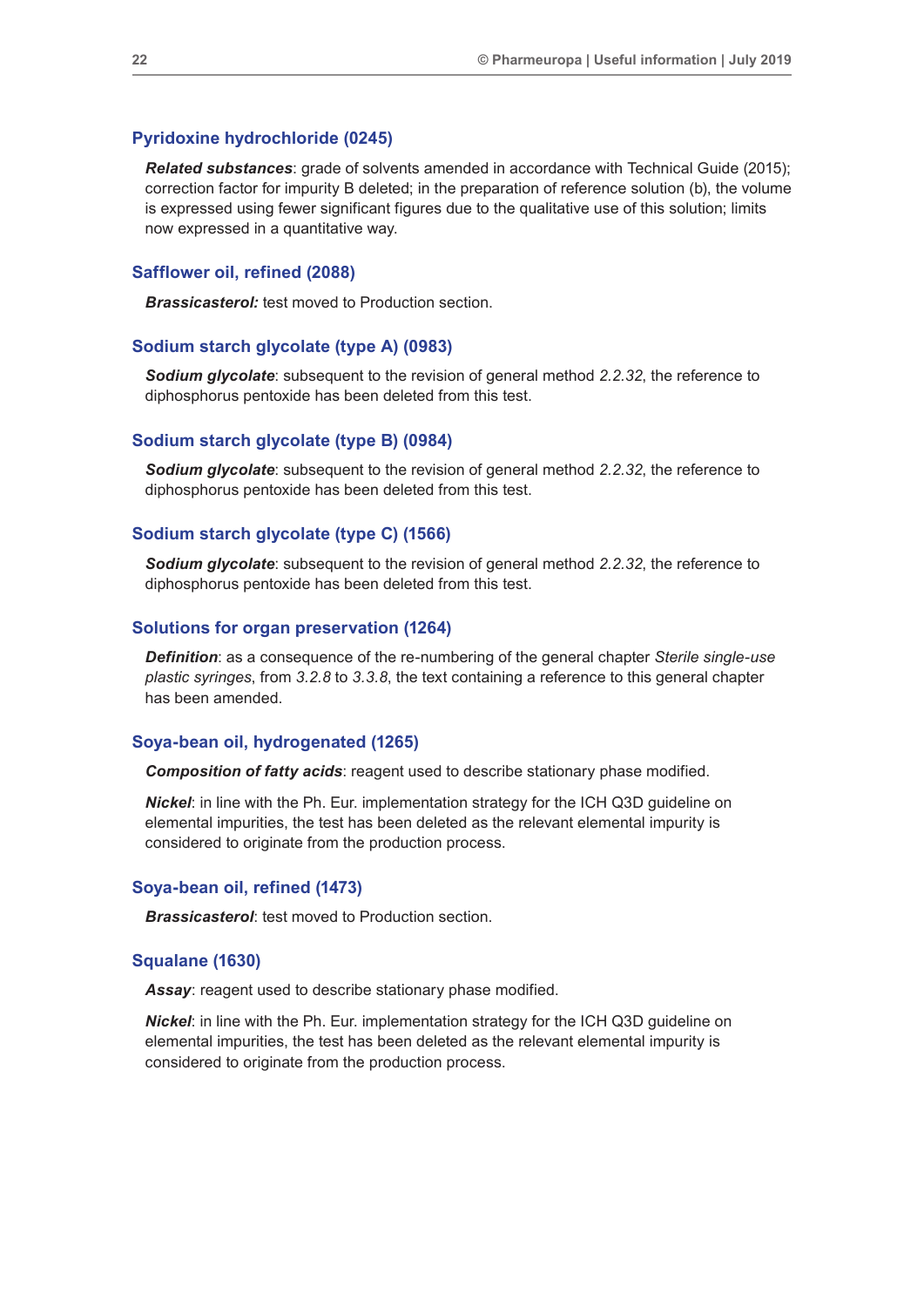### Pyridoxine hydrochloride (0245)

***Related substances***: grade of solvents amended in accordance with Technical Guide (2015); correction factor for impurity B deleted; in the preparation of reference solution (b), the volume is expressed using fewer significant figures due to the qualitative use of this solution; limits now expressed in a quantitative way.

### Safflower oil, refined (2088)

***Brassicasterol:*** test moved to Production section.

### Sodium starch glycolate (type A) (0983)

***Sodium glycolate***: subsequent to the revision of general method *2.2.32*, the reference to diphosphorus pentoxide has been deleted from this test.

### Sodium starch glycolate (type B) (0984)

***Sodium glycolate***: subsequent to the revision of general method *2.2.32*, the reference to diphosphorus pentoxide has been deleted from this test.

### Sodium starch glycolate (type C) (1566)

***Sodium glycolate***: subsequent to the revision of general method *2.2.32*, the reference to diphosphorus pentoxide has been deleted from this test.

### Solutions for organ preservation (1264)

***Definition***: as a consequence of the re-numbering of the general chapter *Sterile single-use plastic syringes*, from *3.2.8* to *3.3.8*, the text containing a reference to this general chapter has been amended.

### Soya-bean oil, hydrogenated (1265)

***Composition of fatty acids***: reagent used to describe stationary phase modified.

***Nickel***: in line with the Ph. Eur. implementation strategy for the ICH Q3D guideline on elemental impurities, the test has been deleted as the relevant elemental impurity is considered to originate from the production process.

### Soya-bean oil, refined (1473)

***Brassicasterol***: test moved to Production section.

### Squalane (1630)

***Assay***: reagent used to describe stationary phase modified.

***Nickel***: in line with the Ph. Eur. implementation strategy for the ICH Q3D guideline on elemental impurities, the test has been deleted as the relevant elemental impurity is considered to originate from the production process.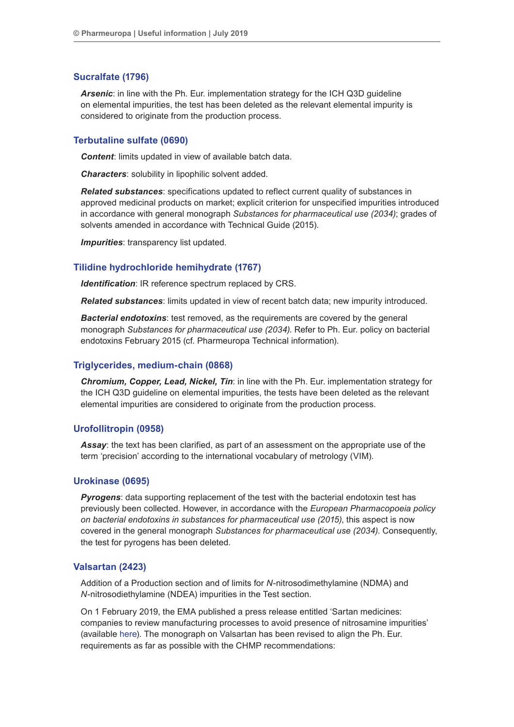## Sucralfate (1796)

***Arsenic***: in line with the Ph. Eur. implementation strategy for the ICH Q3D guideline on elemental impurities, the test has been deleted as the relevant elemental impurity is considered to originate from the production process.

## Terbutaline sulfate (0690)

***Content***: limits updated in view of available batch data.

***Characters***: solubility in lipophilic solvent added.

***Related substances***: specifications updated to reflect current quality of substances in approved medicinal products on market; explicit criterion for unspecified impurities introduced in accordance with general monograph *Substances for pharmaceutical use (2034)*; grades of solvents amended in accordance with Technical Guide (2015).

***Impurities***: transparency list updated.

## Tilidine hydrochloride hemihydrate (1767)

***Identification***: IR reference spectrum replaced by CRS.

***Related substances***: limits updated in view of recent batch data; new impurity introduced.

***Bacterial endotoxins***: test removed, as the requirements are covered by the general monograph *Substances for pharmaceutical use (2034)*. Refer to Ph. Eur. policy on bacterial endotoxins February 2015 (cf. Pharmeuropa Technical information).

## Triglycerides, medium-chain (0868)

***Chromium, Copper, Lead, Nickel, Tin***: in line with the Ph. Eur. implementation strategy for the ICH Q3D guideline on elemental impurities, the tests have been deleted as the relevant elemental impurities are considered to originate from the production process.

## Urofollitropin (0958)

***Assay***: the text has been clarified, as part of an assessment on the appropriate use of the term ‘precision’ according to the international vocabulary of metrology (VIM).

## Urokinase (0695)

***Pyrogens***: data supporting replacement of the test with the bacterial endotoxin test has previously been collected. However, in accordance with the *European Pharmacopoeia policy on bacterial endotoxins in substances for pharmaceutical use (2015)*, this aspect is now covered in the general monograph *Substances for pharmaceutical use (2034)*. Consequently, the test for pyrogens has been deleted.

## Valsartan (2423)

Addition of a Production section and of limits for *N*-nitrosodimethylamine (NDMA) and *N*-nitrosodiethylamine (NDEA) impurities in the Test section.

On 1 February 2019, the EMA published a press release entitled ‘Sartan medicines: companies to review manufacturing processes to avoid presence of nitrosamine impurities’ (available here). The monograph on Valsartan has been revised to align the Ph. Eur. requirements as far as possible with the CHMP recommendations: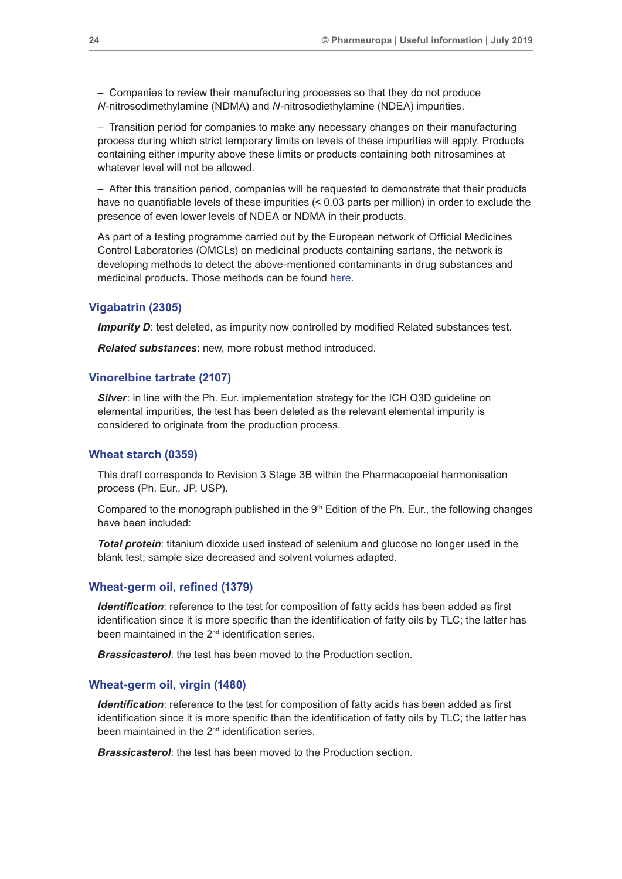– Companies to review their manufacturing processes so that they do not produce *N*-nitrosodimethylamine (NDMA) and *N*-nitrosodiethylamine (NDEA) impurities.

– Transition period for companies to make any necessary changes on their manufacturing process during which strict temporary limits on levels of these impurities will apply. Products containing either impurity above these limits or products containing both nitrosamines at whatever level will not be allowed.

– After this transition period, companies will be requested to demonstrate that their products have no quantifiable levels of these impurities (< 0.03 parts per million) in order to exclude the presence of even lower levels of NDEA or NDMA in their products.

As part of a testing programme carried out by the European network of Official Medicines Control Laboratories (OMCLs) on medicinal products containing sartans, the network is developing methods to detect the above-mentioned contaminants in drug substances and medicinal products. Those methods can be found here.

### Vigabatrin (2305)

***Impurity D***: test deleted, as impurity now controlled by modified Related substances test.

***Related substances***: new, more robust method introduced.

### Vinorelbine tartrate (2107)

***Silver***: in line with the Ph. Eur. implementation strategy for the ICH Q3D guideline on elemental impurities, the test has been deleted as the relevant elemental impurity is considered to originate from the production process.

### Wheat starch (0359)

This draft corresponds to Revision 3 Stage 3B within the Pharmacopoeial harmonisation process (Ph. Eur., JP, USP).

Compared to the monograph published in the 9th Edition of the Ph. Eur., the following changes have been included:

***Total protein***: titanium dioxide used instead of selenium and glucose no longer used in the blank test; sample size decreased and solvent volumes adapted.

### Wheat-germ oil, refined (1379)

***Identification***: reference to the test for composition of fatty acids has been added as first identification since it is more specific than the identification of fatty oils by TLC; the latter has been maintained in the 2nd identification series.

***Brassicasterol***: the test has been moved to the Production section.

### Wheat-germ oil, virgin (1480)

***Identification***: reference to the test for composition of fatty acids has been added as first identification since it is more specific than the identification of fatty oils by TLC; the latter has been maintained in the 2nd identification series.

***Brassicasterol***: the test has been moved to the Production section.